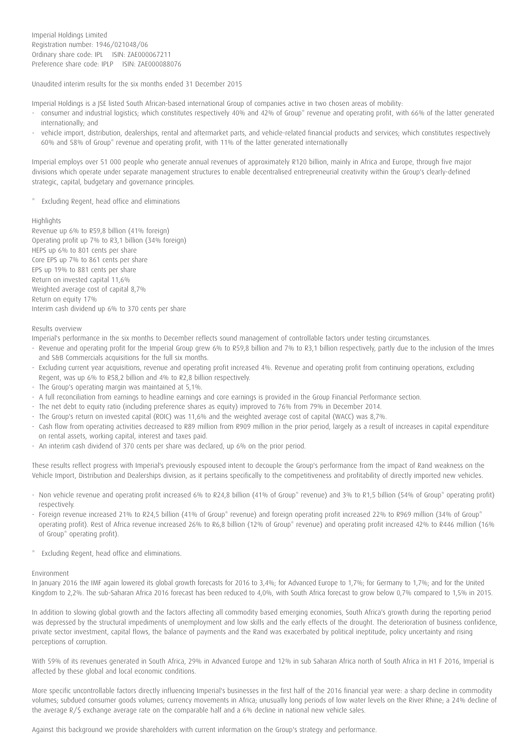Imperial Holdings Limited
Registration number: 1946/021048/06
Ordinary share code: IPL ISIN: ZAE000067211
Preference share code: IPLP ISIN: ZAE000088076

Unaudited interim results for the six months ended 31 December 2015

Imperial Holdings is a JSE listed South African-based international Group of companies active in two chosen areas of mobility:

- consumer and industrial logistics; which constitutes respectively 40% and 42% of Group* revenue and operating profit, with 66% of the latter generated internationally; and
- vehicle import, distribution, dealerships, rental and aftermarket parts, and vehicle-related financial products and services; which constitutes respectively 60% and 58% of Group* revenue and operating profit, with 11% of the latter generated internationally

Imperial employs over 51 000 people who generate annual revenues of approximately R120 billion, mainly in Africa and Europe, through five major divisions which operate under separate management structures to enable decentralised entrepreneurial creativity within the Group's clearly-defined strategic, capital, budgetary and governance principles.

\* Excluding Regent, head office and eliminations

## Highlights

Revenue up 6% to R59,8 billion (41% foreign)
Operating profit up 7% to R3,1 billion (34% foreign)
HEPS up 6% to 801 cents per share
Core EPS up 7% to 861 cents per share
EPS up 19% to 881 cents per share
Return on invested capital 11,6%
Weighted average cost of capital 8,7%
Return on equity 17%
Interim cash dividend up 6% to 370 cents per share

## Results overview

Imperial's performance in the six months to December reflects sound management of controllable factors under testing circumstances.

- Revenue and operating profit for the Imperial Group grew 6% to R59,8 billion and 7% to R3,1 billion respectively, partly due to the inclusion of the Imres and S&B Commercials acquisitions for the full six months.
- Excluding current year acquisitions, revenue and operating profit increased 4%. Revenue and operating profit from continuing operations, excluding Regent, was up 6% to R58,2 billion and 4% to R2,8 billion respectively.
- The Group's operating margin was maintained at 5,1%.
- A full reconciliation from earnings to headline earnings and core earnings is provided in the Group Financial Performance section.
- The net debt to equity ratio (including preference shares as equity) improved to 76% from 79% in December 2014.
- The Group's return on invested capital (ROIC) was 11,6% and the weighted average cost of capital (WACC) was 8,7%.
- Cash flow from operating activities decreased to R89 million from R909 million in the prior period, largely as a result of increases in capital expenditure on rental assets, working capital, interest and taxes paid.
- An interim cash dividend of 370 cents per share was declared, up 6% on the prior period.

These results reflect progress with Imperial's previously espoused intent to decouple the Group's performance from the impact of Rand weakness on the Vehicle Import, Distribution and Dealerships division, as it pertains specifically to the competitiveness and profitability of directly imported new vehicles.

- Non vehicle revenue and operating profit increased 6% to R24,8 billion (41% of Group* revenue) and 3% to R1,5 billion (54% of Group* operating profit) respectively.
- Foreign revenue increased 21% to R24,5 billion (41% of Group* revenue) and foreign operating profit increased 22% to R969 million (34% of Group* operating profit). Rest of Africa revenue increased 26% to R6,8 billion (12% of Group* revenue) and operating profit increased 42% to R446 million (16% of Group* operating profit).

\* Excluding Regent, head office and eliminations.

## Environment

In January 2016 the IMF again lowered its global growth forecasts for 2016 to 3,4%; for Advanced Europe to 1,7%; for Germany to 1,7%; and for the United Kingdom to 2,2%. The sub-Saharan Africa 2016 forecast has been reduced to 4,0%, with South Africa forecast to grow below 0,7% compared to 1,5% in 2015.

In addition to slowing global growth and the factors affecting all commodity based emerging economies, South Africa's growth during the reporting period was depressed by the structural impediments of unemployment and low skills and the early effects of the drought. The deterioration of business confidence, private sector investment, capital flows, the balance of payments and the Rand was exacerbated by political ineptitude, policy uncertainty and rising perceptions of corruption.

With 59% of its revenues generated in South Africa, 29% in Advanced Europe and 12% in sub Saharan Africa north of South Africa in H1 F 2016, Imperial is affected by these global and local economic conditions.

More specific uncontrollable factors directly influencing Imperial's businesses in the first half of the 2016 financial year were: a sharp decline in commodity volumes; subdued consumer goods volumes; currency movements in Africa; unusually long periods of low water levels on the River Rhine; a 24% decline of the average R/$ exchange average rate on the comparable half and a 6% decline in national new vehicle sales.

Against this background we provide shareholders with current information on the Group's strategy and performance.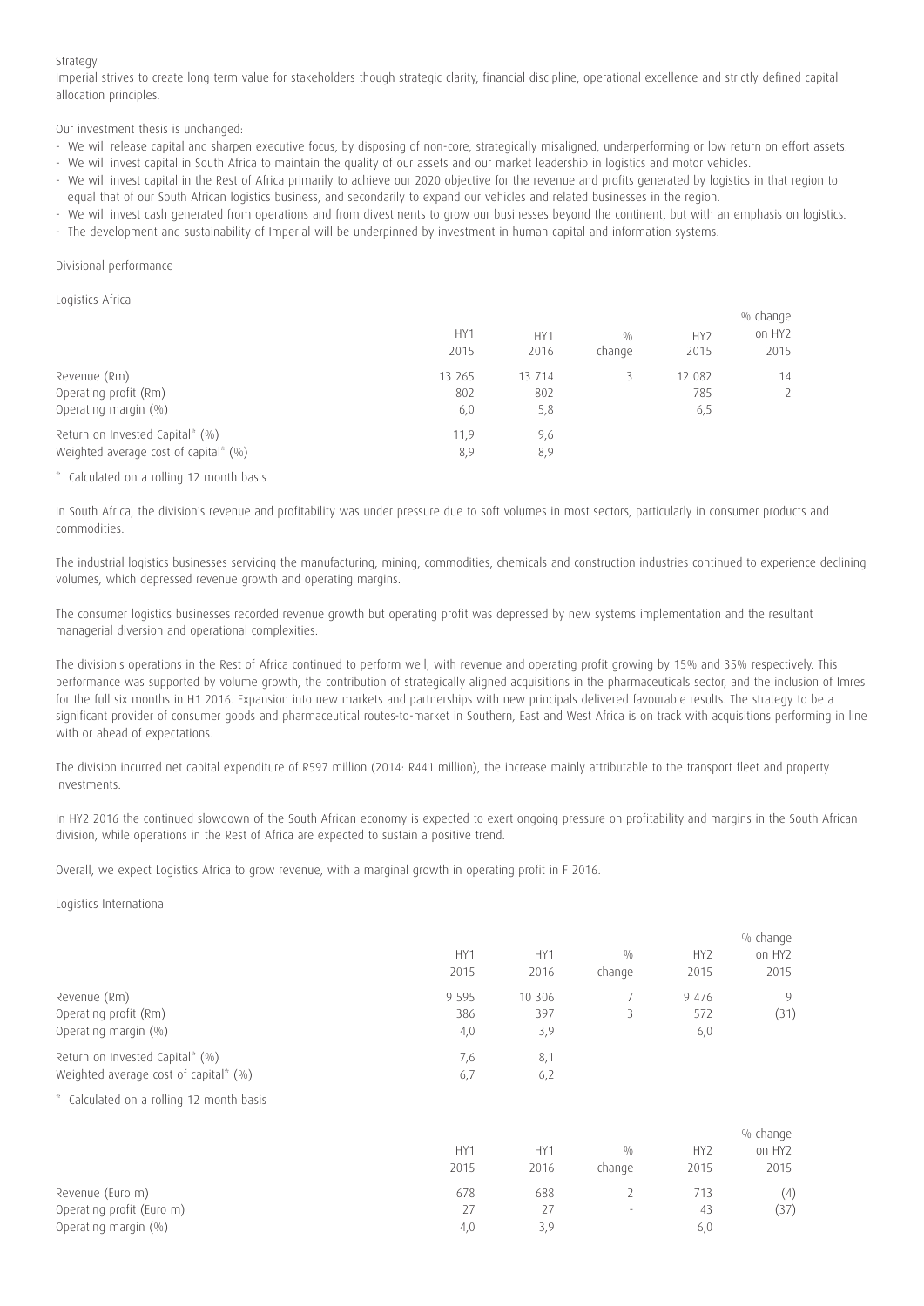## Strategy

Imperial strives to create long term value for stakeholders though strategic clarity, financial discipline, operational excellence and strictly defined capital allocation principles.

Our investment thesis is unchanged:

- We will release capital and sharpen executive focus, by disposing of non-core, strategically misaligned, underperforming or low return on effort assets.
- We will invest capital in South Africa to maintain the quality of our assets and our market leadership in logistics and motor vehicles.
- We will invest capital in the Rest of Africa primarily to achieve our 2020 objective for the revenue and profits generated by logistics in that region to equal that of our South African logistics business, and secondarily to expand our vehicles and related businesses in the region.
- We will invest cash generated from operations and from divestments to grow our businesses beyond the continent, but with an emphasis on logistics.
- The development and sustainability of Imperial will be underpinned by investment in human capital and information systems.

## Divisional performance

### Logistics Africa

| | HY1 2015 | HY1 2016 | % change | HY2 2015 | % change on HY2 2015 |
|---|---|---|---|---|---|
| Revenue (Rm) | 13 265 | 13 714 | 3 | 12 082 | 14 |
| Operating profit (Rm) | 802 | 802 | | 785 | 2 |
| Operating margin (%) | 6,0 | 5,8 | | 6,5 | |
| Return on Invested Capital* (%) | 11,9 | 9,6 | | | |
| Weighted average cost of capital* (%) | 8,9 | 8,9 | | | |

\* Calculated on a rolling 12 month basis

In South Africa, the division's revenue and profitability was under pressure due to soft volumes in most sectors, particularly in consumer products and commodities.

The industrial logistics businesses servicing the manufacturing, mining, commodities, chemicals and construction industries continued to experience declining volumes, which depressed revenue growth and operating margins.

The consumer logistics businesses recorded revenue growth but operating profit was depressed by new systems implementation and the resultant managerial diversion and operational complexities.

The division's operations in the Rest of Africa continued to perform well, with revenue and operating profit growing by 15% and 35% respectively. This performance was supported by volume growth, the contribution of strategically aligned acquisitions in the pharmaceuticals sector, and the inclusion of Imres for the full six months in H1 2016. Expansion into new markets and partnerships with new principals delivered favourable results. The strategy to be a significant provider of consumer goods and pharmaceutical routes-to-market in Southern, East and West Africa is on track with acquisitions performing in line with or ahead of expectations.

The division incurred net capital expenditure of R597 million (2014: R441 million), the increase mainly attributable to the transport fleet and property investments.

In HY2 2016 the continued slowdown of the South African economy is expected to exert ongoing pressure on profitability and margins in the South African division, while operations in the Rest of Africa are expected to sustain a positive trend.

Overall, we expect Logistics Africa to grow revenue, with a marginal growth in operating profit in F 2016.

### Logistics International

| | HY1 2015 | HY1 2016 | % change | HY2 2015 | % change on HY2 2015 |
|---|---|---|---|---|---|
| Revenue (Rm) | 9 595 | 10 306 | 7 | 9 476 | 9 |
| Operating profit (Rm) | 386 | 397 | 3 | 572 | (31) |
| Operating margin (%) | 4,0 | 3,9 | | 6,0 | |
| Return on Invested Capital* (%) | 7,6 | 8,1 | | | |
| Weighted average cost of capital* (%) | 6,7 | 6,2 | | | |

\* Calculated on a rolling 12 month basis

| | HY1 2015 | HY1 2016 | % change | HY2 2015 | % change on HY2 2015 |
|---|---|---|---|---|---|
| Revenue (Euro m) | 678 | 688 | 2 | 713 | (4) |
| Operating profit (Euro m) | 27 | 27 | - | 43 | (37) |
| Operating margin (%) | 4,0 | 3,9 | | 6,0 | |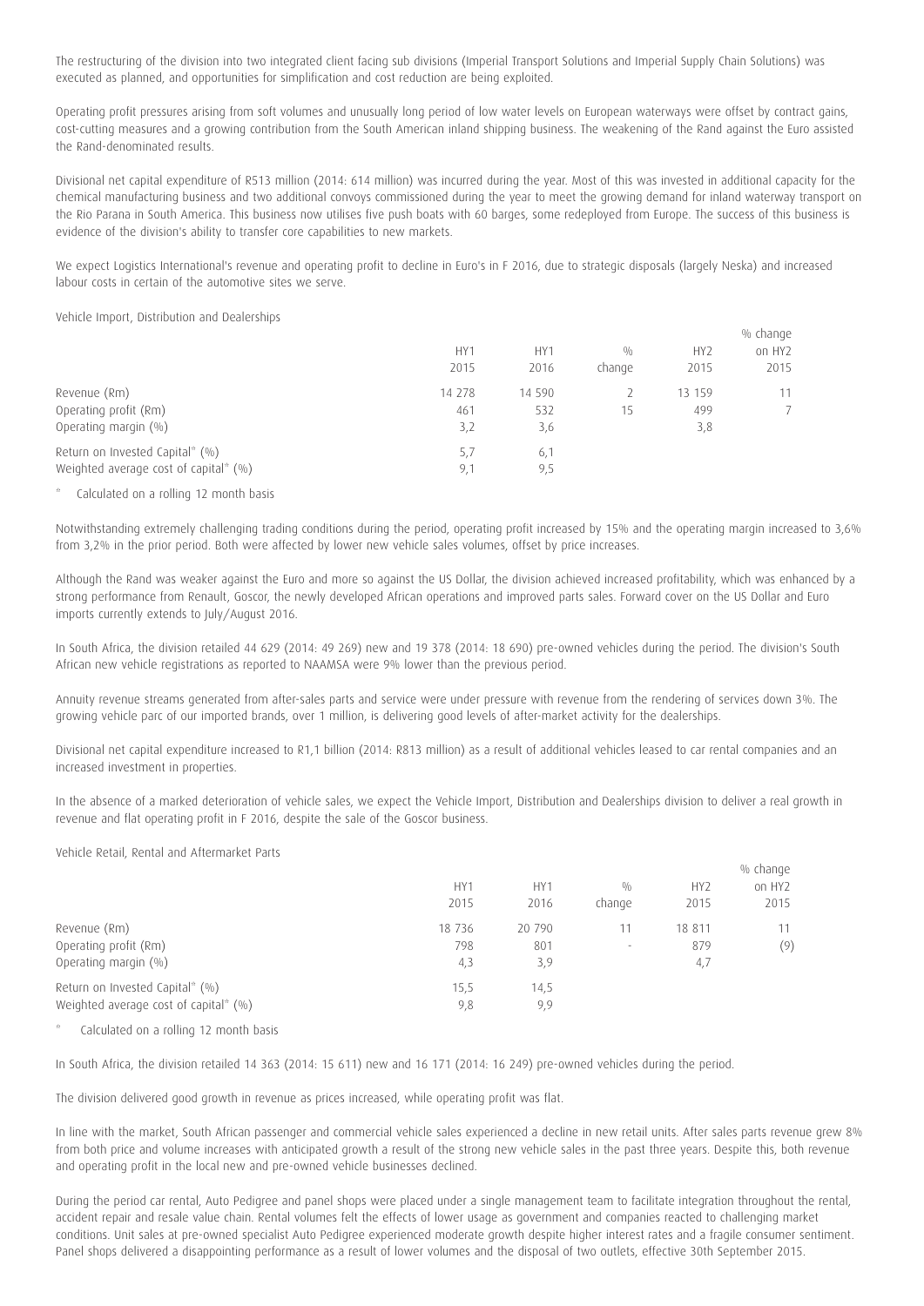The restructuring of the division into two integrated client facing sub divisions (Imperial Transport Solutions and Imperial Supply Chain Solutions) was executed as planned, and opportunities for simplification and cost reduction are being exploited.

Operating profit pressures arising from soft volumes and unusually long period of low water levels on European waterways were offset by contract gains, cost-cutting measures and a growing contribution from the South American inland shipping business. The weakening of the Rand against the Euro assisted the Rand-denominated results.

Divisional net capital expenditure of R513 million (2014: 614 million) was incurred during the year. Most of this was invested in additional capacity for the chemical manufacturing business and two additional convoys commissioned during the year to meet the growing demand for inland waterway transport on the Rio Parana in South America. This business now utilises five push boats with 60 barges, some redeployed from Europe. The success of this business is evidence of the division's ability to transfer core capabilities to new markets.

We expect Logistics International's revenue and operating profit to decline in Euro's in F 2016, due to strategic disposals (largely Neska) and increased labour costs in certain of the automotive sites we serve.

Vehicle Import, Distribution and Dealerships

| | HY1 2015 | HY1 2016 | % change | HY2 2015 | % change on HY2 2015 |
|---|---|---|---|---|---|
| Revenue (Rm) | 14 278 | 14 590 | 2 | 13 159 | 11 |
| Operating profit (Rm) | 461 | 532 | 15 | 499 | 7 |
| Operating margin (%) | 3,2 | 3,6 | | 3,8 | |
| Return on Invested Capital* (%) | 5,7 | 6,1 | | | |
| Weighted average cost of capital* (%) | 9,1 | 9,5 | | | |

\* Calculated on a rolling 12 month basis

Notwithstanding extremely challenging trading conditions during the period, operating profit increased by 15% and the operating margin increased to 3,6% from 3,2% in the prior period. Both were affected by lower new vehicle sales volumes, offset by price increases.

Although the Rand was weaker against the Euro and more so against the US Dollar, the division achieved increased profitability, which was enhanced by a strong performance from Renault, Goscor, the newly developed African operations and improved parts sales. Forward cover on the US Dollar and Euro imports currently extends to July/August 2016.

In South Africa, the division retailed 44 629 (2014: 49 269) new and 19 378 (2014: 18 690) pre-owned vehicles during the period. The division's South African new vehicle registrations as reported to NAAMSA were 9% lower than the previous period.

Annuity revenue streams generated from after-sales parts and service were under pressure with revenue from the rendering of services down 3%. The growing vehicle parc of our imported brands, over 1 million, is delivering good levels of after-market activity for the dealerships.

Divisional net capital expenditure increased to R1,1 billion (2014: R813 million) as a result of additional vehicles leased to car rental companies and an increased investment in properties.

In the absence of a marked deterioration of vehicle sales, we expect the Vehicle Import, Distribution and Dealerships division to deliver a real growth in revenue and flat operating profit in F 2016, despite the sale of the Goscor business.

Vehicle Retail, Rental and Aftermarket Parts

| | HY1 2015 | HY1 2016 | % change | HY2 2015 | % change on HY2 2015 |
|---|---|---|---|---|---|
| Revenue (Rm) | 18 736 | 20 790 | 11 | 18 811 | 11 |
| Operating profit (Rm) | 798 | 801 | - | 879 | (9) |
| Operating margin (%) | 4,3 | 3,9 | | 4,7 | |
| Return on Invested Capital* (%) | 15,5 | 14,5 | | | |
| Weighted average cost of capital* (%) | 9,8 | 9,9 | | | |

\* Calculated on a rolling 12 month basis

In South Africa, the division retailed 14 363 (2014: 15 611) new and 16 171 (2014: 16 249) pre-owned vehicles during the period.

The division delivered good growth in revenue as prices increased, while operating profit was flat.

In line with the market, South African passenger and commercial vehicle sales experienced a decline in new retail units. After sales parts revenue grew 8% from both price and volume increases with anticipated growth a result of the strong new vehicle sales in the past three years. Despite this, both revenue and operating profit in the local new and pre-owned vehicle businesses declined.

During the period car rental, Auto Pedigree and panel shops were placed under a single management team to facilitate integration throughout the rental, accident repair and resale value chain. Rental volumes felt the effects of lower usage as government and companies reacted to challenging market conditions. Unit sales at pre-owned specialist Auto Pedigree experienced moderate growth despite higher interest rates and a fragile consumer sentiment. Panel shops delivered a disappointing performance as a result of lower volumes and the disposal of two outlets, effective 30th September 2015.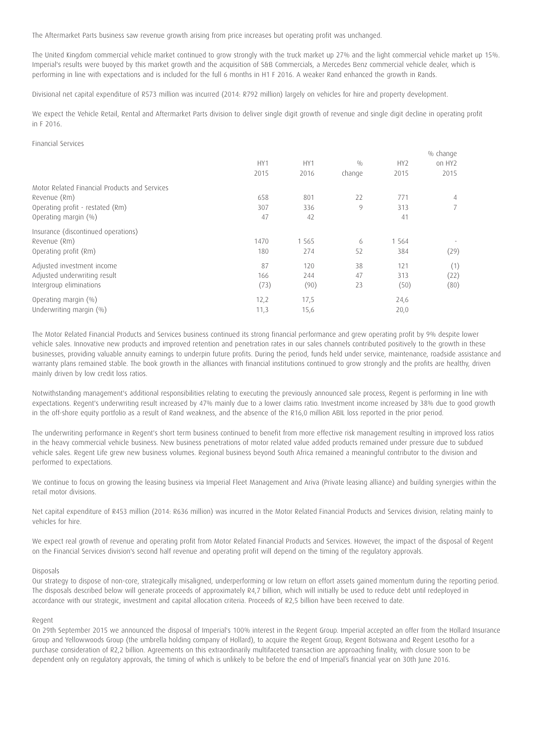The Aftermarket Parts business saw revenue growth arising from price increases but operating profit was unchanged.

The United Kingdom commercial vehicle market continued to grow strongly with the truck market up 27% and the light commercial vehicle market up 15%. Imperial's results were buoyed by this market growth and the acquisition of S&B Commercials, a Mercedes Benz commercial vehicle dealer, which is performing in line with expectations and is included for the full 6 months in H1 F 2016. A weaker Rand enhanced the growth in Rands.

Divisional net capital expenditure of R573 million was incurred (2014: R792 million) largely on vehicles for hire and property development.

We expect the Vehicle Retail, Rental and Aftermarket Parts division to deliver single digit growth of revenue and single digit decline in operating profit in F 2016.

Financial Services

| | HY1 2015 | HY1 2016 | % change | HY2 2015 | % change on HY2 2015 |
|---|---|---|---|---|---|
| Motor Related Financial Products and Services | | | | | |
| Revenue (Rm) | 658 | 801 | 22 | 771 | 4 |
| Operating profit - restated (Rm) | 307 | 336 | 9 | 313 | 7 |
| Operating margin (%) | 47 | 42 | | 41 | |
| Insurance (discontinued operations) | | | | | |
| Revenue (Rm) | 1470 | 1 565 | 6 | 1 564 | - |
| Operating profit (Rm) | 180 | 274 | 52 | 384 | (29) |
| Adjusted investment income | 87 | 120 | 38 | 121 | (1) |
| Adjusted underwriting result | 166 | 244 | 47 | 313 | (22) |
| Intergroup eliminations | (73) | (90) | 23 | (50) | (80) |
| Operating margin (%) | 12,2 | 17,5 | | 24,6 | |
| Underwriting margin (%) | 11,3 | 15,6 | | 20,0 | |

The Motor Related Financial Products and Services business continued its strong financial performance and grew operating profit by 9% despite lower vehicle sales. Innovative new products and improved retention and penetration rates in our sales channels contributed positively to the growth in these businesses, providing valuable annuity earnings to underpin future profits. During the period, funds held under service, maintenance, roadside assistance and warranty plans remained stable. The book growth in the alliances with financial institutions continued to grow strongly and the profits are healthy, driven mainly driven by low credit loss ratios.

Notwithstanding management's additional responsibilities relating to executing the previously announced sale process, Regent is performing in line with expectations. Regent's underwriting result increased by 47% mainly due to a lower claims ratio. Investment income increased by 38% due to good growth in the off-shore equity portfolio as a result of Rand weakness, and the absence of the R16,0 million ABIL loss reported in the prior period.

The underwriting performance in Regent's short term business continued to benefit from more effective risk management resulting in improved loss ratios in the heavy commercial vehicle business. New business penetrations of motor related value added products remained under pressure due to subdued vehicle sales. Regent Life grew new business volumes. Regional business beyond South Africa remained a meaningful contributor to the division and performed to expectations.

We continue to focus on growing the leasing business via Imperial Fleet Management and Ariva (Private leasing alliance) and building synergies within the retail motor divisions.

Net capital expenditure of R453 million (2014: R636 million) was incurred in the Motor Related Financial Products and Services division, relating mainly to vehicles for hire.

We expect real growth of revenue and operating profit from Motor Related Financial Products and Services. However, the impact of the disposal of Regent on the Financial Services division's second half revenue and operating profit will depend on the timing of the regulatory approvals.

Disposals

Our strategy to dispose of non-core, strategically misaligned, underperforming or low return on effort assets gained momentum during the reporting period. The disposals described below will generate proceeds of approximately R4,7 billion, which will initially be used to reduce debt until redeployed in accordance with our strategic, investment and capital allocation criteria. Proceeds of R2,5 billion have been received to date.

Regent

On 29th September 2015 we announced the disposal of Imperial's 100% interest in the Regent Group. Imperial accepted an offer from the Hollard Insurance Group and Yellowwoods Group (the umbrella holding company of Hollard), to acquire the Regent Group, Regent Botswana and Regent Lesotho for a purchase consideration of R2,2 billion. Agreements on this extraordinarily multifaceted transaction are approaching finality, with closure soon to be dependent only on regulatory approvals, the timing of which is unlikely to be before the end of Imperial's financial year on 30th June 2016.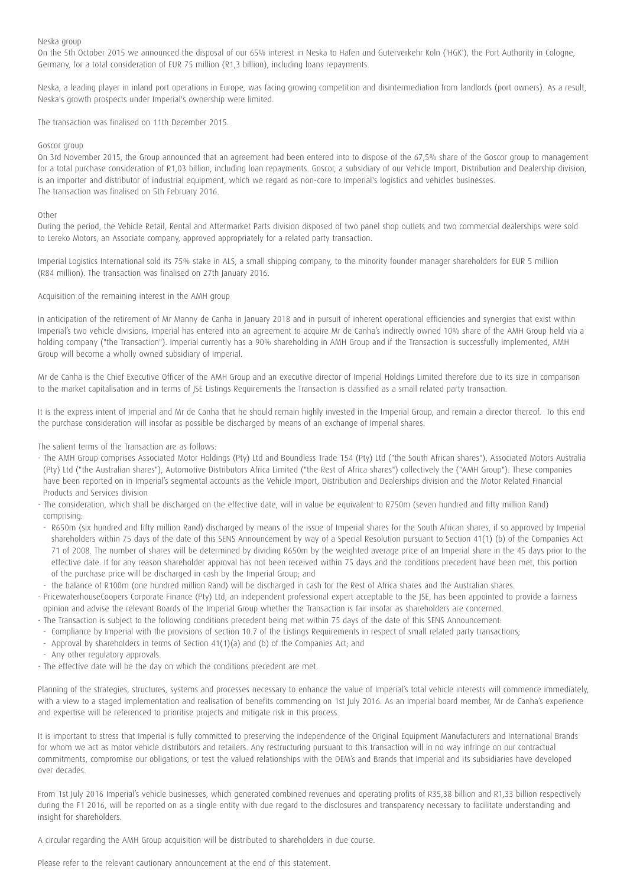Neska group

On the 5th October 2015 we announced the disposal of our 65% interest in Neska to Hafen und Guterverkehr Koln ('HGK'), the Port Authority in Cologne, Germany, for a total consideration of EUR 75 million (R1,3 billion), including loans repayments.

Neska, a leading player in inland port operations in Europe, was facing growing competition and disintermediation from landlords (port owners). As a result, Neska's growth prospects under Imperial's ownership were limited.

The transaction was finalised on 11th December 2015.

Goscor group

On 3rd November 2015, the Group announced that an agreement had been entered into to dispose of the 67,5% share of the Goscor group to management for a total purchase consideration of R1,03 billion, including loan repayments. Goscor, a subsidiary of our Vehicle Import, Distribution and Dealership division, is an importer and distributor of industrial equipment, which we regard as non-core to Imperial's logistics and vehicles businesses.
The transaction was finalised on 5th February 2016.

Other

During the period, the Vehicle Retail, Rental and Aftermarket Parts division disposed of two panel shop outlets and two commercial dealerships were sold to Lereko Motors, an Associate company, approved appropriately for a related party transaction.

Imperial Logistics International sold its 75% stake in ALS, a small shipping company, to the minority founder manager shareholders for EUR 5 million (R84 million). The transaction was finalised on 27th January 2016.

Acquisition of the remaining interest in the AMH group

In anticipation of the retirement of Mr Manny de Canha in January 2018 and in pursuit of inherent operational efficiencies and synergies that exist within Imperial's two vehicle divisions, Imperial has entered into an agreement to acquire Mr de Canha's indirectly owned 10% share of the AMH Group held via a holding company ("the Transaction"). Imperial currently has a 90% shareholding in AMH Group and if the Transaction is successfully implemented, AMH Group will become a wholly owned subsidiary of Imperial.

Mr de Canha is the Chief Executive Officer of the AMH Group and an executive director of Imperial Holdings Limited therefore due to its size in comparison to the market capitalisation and in terms of JSE Listings Requirements the Transaction is classified as a small related party transaction.

It is the express intent of Imperial and Mr de Canha that he should remain highly invested in the Imperial Group, and remain a director thereof. To this end the purchase consideration will insofar as possible be discharged by means of an exchange of Imperial shares.

The salient terms of the Transaction are as follows:

- The AMH Group comprises Associated Motor Holdings (Pty) Ltd and Boundless Trade 154 (Pty) Ltd ("the South African shares"), Associated Motors Australia (Pty) Ltd ("the Australian shares"), Automotive Distributors Africa Limited ("the Rest of Africa shares") collectively the ("AMH Group"). These companies have been reported on in Imperial's segmental accounts as the Vehicle Import, Distribution and Dealerships division and the Motor Related Financial Products and Services division
- The consideration, which shall be discharged on the effective date, will in value be equivalent to R750m (seven hundred and fifty million Rand) comprising:
  - R650m (six hundred and fifty million Rand) discharged by means of the issue of Imperial shares for the South African shares, if so approved by Imperial shareholders within 75 days of the date of this SENS Announcement by way of a Special Resolution pursuant to Section 41(1) (b) of the Companies Act 71 of 2008. The number of shares will be determined by dividing R650m by the weighted average price of an Imperial share in the 45 days prior to the effective date. If for any reason shareholder approval has not been received within 75 days and the conditions precedent have been met, this portion of the purchase price will be discharged in cash by the Imperial Group; and
  - the balance of R100m (one hundred million Rand) will be discharged in cash for the Rest of Africa shares and the Australian shares.
- PricewaterhouseCoopers Corporate Finance (Pty) Ltd, an independent professional expert acceptable to the JSE, has been appointed to provide a fairness opinion and advise the relevant Boards of the Imperial Group whether the Transaction is fair insofar as shareholders are concerned.
- The Transaction is subject to the following conditions precedent being met within 75 days of the date of this SENS Announcement:
  - Compliance by Imperial with the provisions of section 10.7 of the Listings Requirements in respect of small related party transactions;
  - Approval by shareholders in terms of Section 41(1)(a) and (b) of the Companies Act; and
  - Any other regulatory approvals.
- The effective date will be the day on which the conditions precedent are met.

Planning of the strategies, structures, systems and processes necessary to enhance the value of Imperial's total vehicle interests will commence immediately, with a view to a staged implementation and realisation of benefits commencing on 1st July 2016. As an Imperial board member, Mr de Canha's experience and expertise will be referenced to prioritise projects and mitigate risk in this process.

It is important to stress that Imperial is fully committed to preserving the independence of the Original Equipment Manufacturers and International Brands for whom we act as motor vehicle distributors and retailers. Any restructuring pursuant to this transaction will in no way infringe on our contractual commitments, compromise our obligations, or test the valued relationships with the OEM's and Brands that Imperial and its subsidiaries have developed over decades.

From 1st July 2016 Imperial's vehicle businesses, which generated combined revenues and operating profits of R35,38 billion and R1,33 billion respectively during the F1 2016, will be reported on as a single entity with due regard to the disclosures and transparency necessary to facilitate understanding and insight for shareholders.

A circular regarding the AMH Group acquisition will be distributed to shareholders in due course.

Please refer to the relevant cautionary announcement at the end of this statement.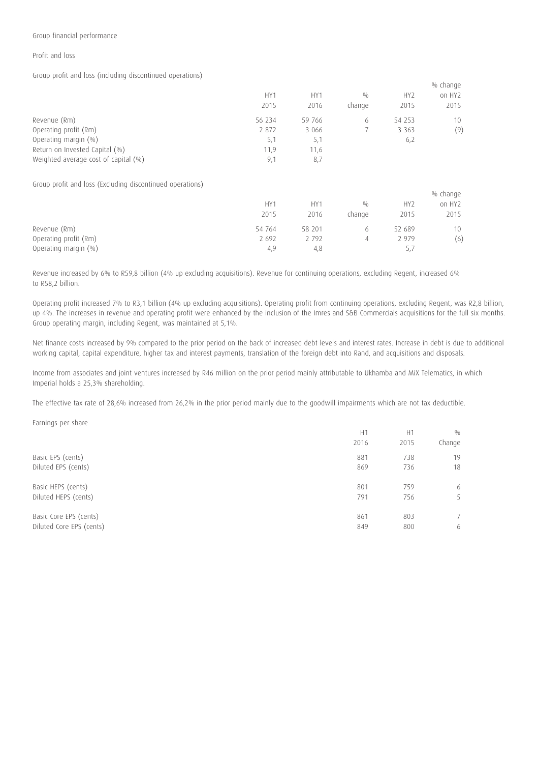Group financial performance

Profit and loss

Group profit and loss (including discontinued operations)

| | HY1 2015 | HY1 2016 | % change | HY2 2015 | % change on HY2 2015 |
|---|---|---|---|---|---|
| Revenue (Rm) | 56 234 | 59 766 | 6 | 54 253 | 10 |
| Operating profit (Rm) | 2 872 | 3 066 | 7 | 3 363 | (9) |
| Operating margin (%) | 5,1 | 5,1 | | 6,2 | |
| Return on Invested Capital (%) | 11,9 | 11,6 | | | |
| Weighted average cost of capital (%) | 9,1 | 8,7 | | | |

Group profit and loss (Excluding discontinued operations)

| | HY1 2015 | HY1 2016 | % change | HY2 2015 | % change on HY2 2015 |
|---|---|---|---|---|---|
| Revenue (Rm) | 54 764 | 58 201 | 6 | 52 689 | 10 |
| Operating profit (Rm) | 2 692 | 2 792 | 4 | 2 979 | (6) |
| Operating margin (%) | 4,9 | 4,8 | | 5,7 | |

Revenue increased by 6% to R59,8 billion (4% up excluding acquisitions). Revenue for continuing operations, excluding Regent, increased 6% to R58,2 billion.

Operating profit increased 7% to R3,1 billion (4% up excluding acquisitions). Operating profit from continuing operations, excluding Regent, was R2,8 billion, up 4%. The increases in revenue and operating profit were enhanced by the inclusion of the Imres and S&B Commercials acquisitions for the full six months. Group operating margin, including Regent, was maintained at 5,1%.

Net finance costs increased by 9% compared to the prior period on the back of increased debt levels and interest rates. Increase in debt is due to additional working capital, capital expenditure, higher tax and interest payments, translation of the foreign debt into Rand, and acquisitions and disposals.

Income from associates and joint ventures increased by R46 million on the prior period mainly attributable to Ukhamba and MiX Telematics, in which Imperial holds a 25,3% shareholding.

The effective tax rate of 28,6% increased from 26,2% in the prior period mainly due to the goodwill impairments which are not tax deductible.

Earnings per share

| | H1 2016 | H1 2015 | % Change |
|---|---|---|---|
| Basic EPS (cents) | 881 | 738 | 19 |
| Diluted EPS (cents) | 869 | 736 | 18 |
| Basic HEPS (cents) | 801 | 759 | 6 |
| Diluted HEPS (cents) | 791 | 756 | 5 |
| Basic Core EPS (cents) | 861 | 803 | 7 |
| Diluted Core EPS (cents) | 849 | 800 | 6 |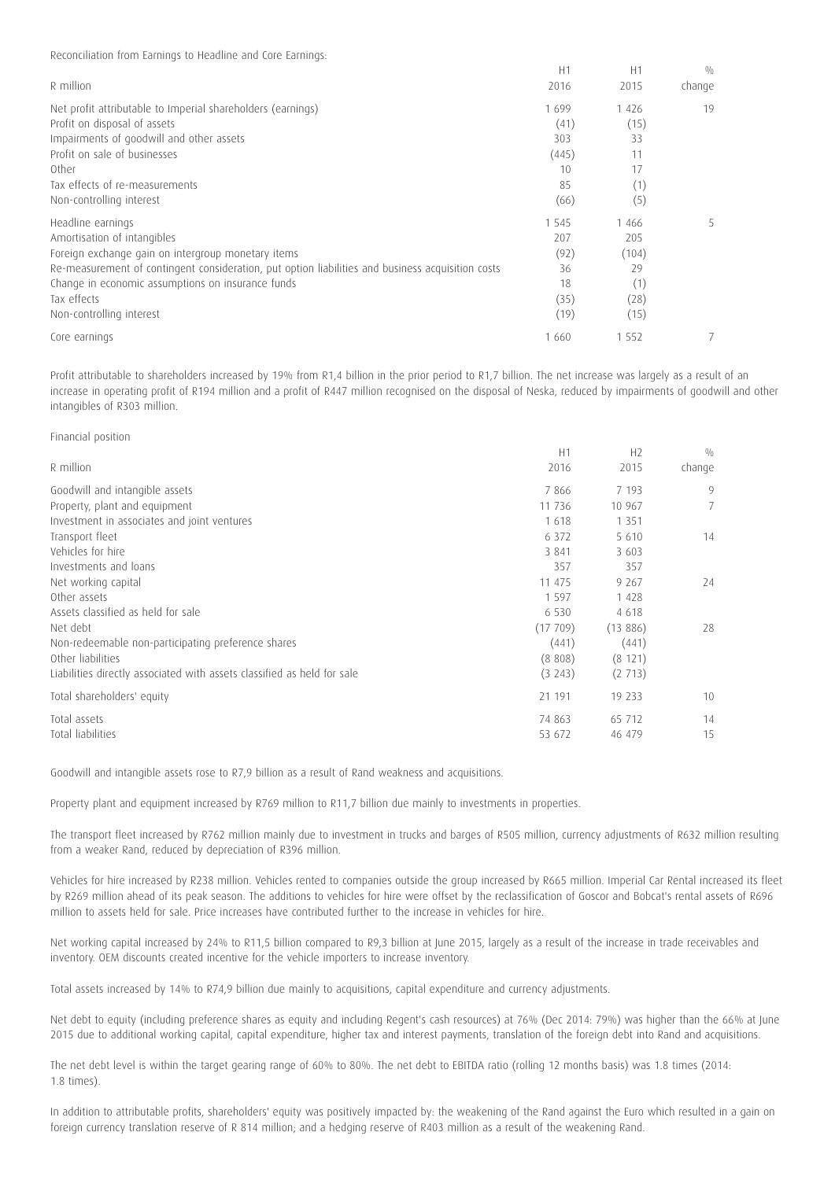Reconciliation from Earnings to Headline and Core Earnings:

| R million | H1 2016 | H1 2015 | % change |
|---|---|---|---|
| Net profit attributable to Imperial shareholders (earnings) | 1 699 | 1 426 | 19 |
| Profit on disposal of assets | (41) | (15) | |
| Impairments of goodwill and other assets | 303 | 33 | |
| Profit on sale of businesses | (445) | 11 | |
| Other | 10 | 17 | |
| Tax effects of re-measurements | 85 | (1) | |
| Non-controlling interest | (66) | (5) | |
| Headline earnings | 1 545 | 1 466 | 5 |
| Amortisation of intangibles | 207 | 205 | |
| Foreign exchange gain on intergroup monetary items | (92) | (104) | |
| Re-measurement of contingent consideration, put option liabilities and business acquisition costs | 36 | 29 | |
| Change in economic assumptions on insurance funds | 18 | (1) | |
| Tax effects | (35) | (28) | |
| Non-controlling interest | (19) | (15) | |
| Core earnings | 1 660 | 1 552 | 7 |

Profit attributable to shareholders increased by 19% from R1,4 billion in the prior period to R1,7 billion. The net increase was largely as a result of an increase in operating profit of R194 million and a profit of R447 million recognised on the disposal of Neska, reduced by impairments of goodwill and other intangibles of R303 million.

Financial position

| R million | H1 2016 | H2 2015 | % change |
|---|---|---|---|
| Goodwill and intangible assets | 7 866 | 7 193 | 9 |
| Property, plant and equipment | 11 736 | 10 967 | 7 |
| Investment in associates and joint ventures | 1 618 | 1 351 | |
| Transport fleet | 6 372 | 5 610 | 14 |
| Vehicles for hire | 3 841 | 3 603 | |
| Investments and loans | 357 | 357 | |
| Net working capital | 11 475 | 9 267 | 24 |
| Other assets | 1 597 | 1 428 | |
| Assets classified as held for sale | 6 530 | 4 618 | |
| Net debt | (17 709) | (13 886) | 28 |
| Non-redeemable non-participating preference shares | (441) | (441) | |
| Other liabilities | (8 808) | (8 121) | |
| Liabilities directly associated with assets classified as held for sale | (3 243) | (2 713) | |
| Total shareholders' equity | 21 191 | 19 233 | 10 |
| Total assets | 74 863 | 65 712 | 14 |
| Total liabilities | 53 672 | 46 479 | 15 |

Goodwill and intangible assets rose to R7,9 billion as a result of Rand weakness and acquisitions.

Property plant and equipment increased by R769 million to R11,7 billion due mainly to investments in properties.

The transport fleet increased by R762 million mainly due to investment in trucks and barges of R505 million, currency adjustments of R632 million resulting from a weaker Rand, reduced by depreciation of R396 million.

Vehicles for hire increased by R238 million. Vehicles rented to companies outside the group increased by R665 million. Imperial Car Rental increased its fleet by R269 million ahead of its peak season. The additions to vehicles for hire were offset by the reclassification of Goscor and Bobcat's rental assets of R696 million to assets held for sale. Price increases have contributed further to the increase in vehicles for hire.

Net working capital increased by 24% to R11,5 billion compared to R9,3 billion at June 2015, largely as a result of the increase in trade receivables and inventory. OEM discounts created incentive for the vehicle importers to increase inventory.

Total assets increased by 14% to R74,9 billion due mainly to acquisitions, capital expenditure and currency adjustments.

Net debt to equity (including preference shares as equity and including Regent's cash resources) at 76% (Dec 2014: 79%) was higher than the 66% at June 2015 due to additional working capital, capital expenditure, higher tax and interest payments, translation of the foreign debt into Rand and acquisitions.

The net debt level is within the target gearing range of 60% to 80%. The net debt to EBITDA ratio (rolling 12 months basis) was 1.8 times (2014: 1.8 times).

In addition to attributable profits, shareholders' equity was positively impacted by: the weakening of the Rand against the Euro which resulted in a gain on foreign currency translation reserve of R 814 million; and a hedging reserve of R403 million as a result of the weakening Rand.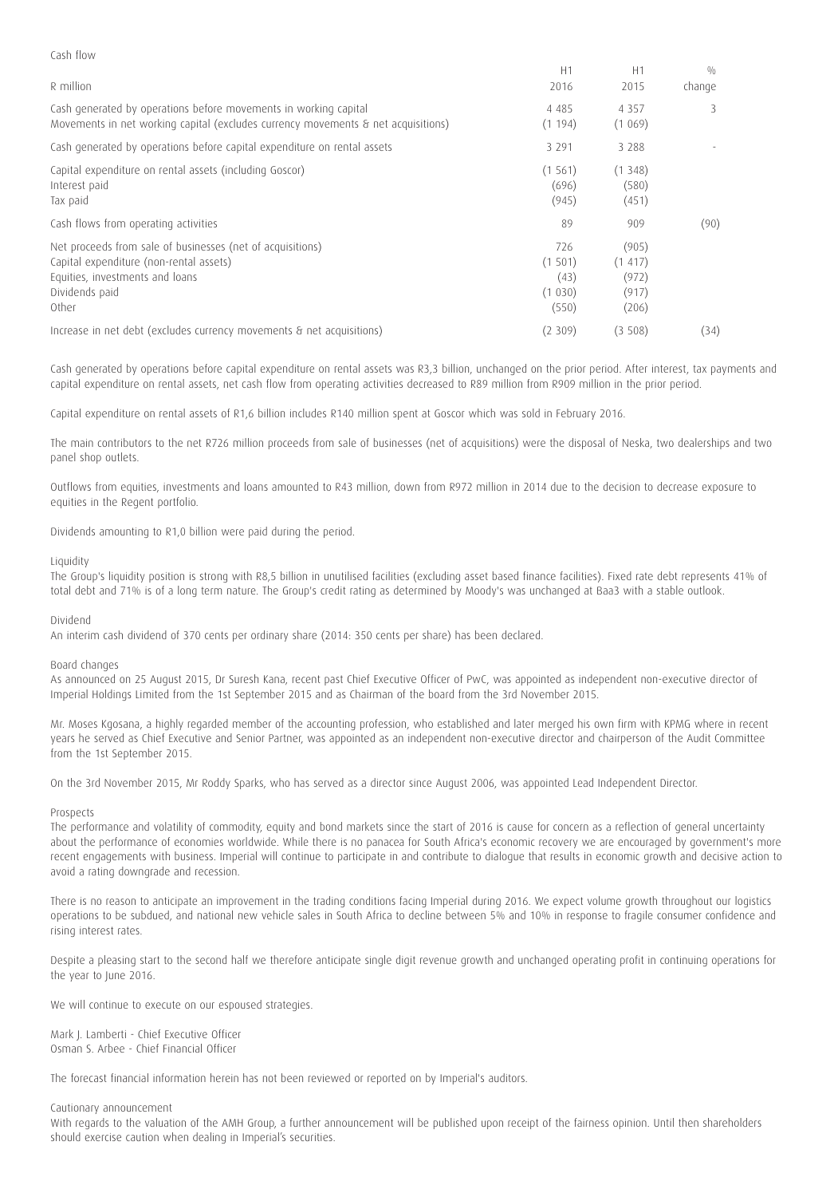Cash flow

| R million | H1 2016 | H1 2015 | % change |
|---|---|---|---|
| Cash generated by operations before movements in working capital | 4 485 | 4 357 | 3 |
| Movements in net working capital (excludes currency movements & net acquisitions) | (1 194) | (1 069) | |
| Cash generated by operations before capital expenditure on rental assets | 3 291 | 3 288 | - |
| Capital expenditure on rental assets (including Goscor) | (1 561) | (1 348) | |
| Interest paid | (696) | (580) | |
| Tax paid | (945) | (451) | |
| Cash flows from operating activities | 89 | 909 | (90) |
| Net proceeds from sale of businesses (net of acquisitions) | 726 | (905) | |
| Capital expenditure (non-rental assets) | (1 501) | (1 417) | |
| Equities, investments and loans | (43) | (972) | |
| Dividends paid | (1 030) | (917) | |
| Other | (550) | (206) | |
| Increase in net debt (excludes currency movements & net acquisitions) | (2 309) | (3 508) | (34) |

Cash generated by operations before capital expenditure on rental assets was R3,3 billion, unchanged on the prior period. After interest, tax payments and capital expenditure on rental assets, net cash flow from operating activities decreased to R89 million from R909 million in the prior period.

Capital expenditure on rental assets of R1,6 billion includes R140 million spent at Goscor which was sold in February 2016.

The main contributors to the net R726 million proceeds from sale of businesses (net of acquisitions) were the disposal of Neska, two dealerships and two panel shop outlets.

Outflows from equities, investments and loans amounted to R43 million, down from R972 million in 2014 due to the decision to decrease exposure to equities in the Regent portfolio.

Dividends amounting to R1,0 billion were paid during the period.

Liquidity

The Group's liquidity position is strong with R8,5 billion in unutilised facilities (excluding asset based finance facilities). Fixed rate debt represents 41% of total debt and 71% is of a long term nature. The Group's credit rating as determined by Moody's was unchanged at Baa3 with a stable outlook.

Dividend

An interim cash dividend of 370 cents per ordinary share (2014: 350 cents per share) has been declared.

Board changes

As announced on 25 August 2015, Dr Suresh Kana, recent past Chief Executive Officer of PwC, was appointed as independent non-executive director of Imperial Holdings Limited from the 1st September 2015 and as Chairman of the board from the 3rd November 2015.

Mr. Moses Kgosana, a highly regarded member of the accounting profession, who established and later merged his own firm with KPMG where in recent years he served as Chief Executive and Senior Partner, was appointed as an independent non-executive director and chairperson of the Audit Committee from the 1st September 2015.

On the 3rd November 2015, Mr Roddy Sparks, who has served as a director since August 2006, was appointed Lead Independent Director.

Prospects

The performance and volatility of commodity, equity and bond markets since the start of 2016 is cause for concern as a reflection of general uncertainty about the performance of economies worldwide. While there is no panacea for South Africa's economic recovery we are encouraged by government's more recent engagements with business. Imperial will continue to participate in and contribute to dialogue that results in economic growth and decisive action to avoid a rating downgrade and recession.

There is no reason to anticipate an improvement in the trading conditions facing Imperial during 2016. We expect volume growth throughout our logistics operations to be subdued, and national new vehicle sales in South Africa to decline between 5% and 10% in response to fragile consumer confidence and rising interest rates.

Despite a pleasing start to the second half we therefore anticipate single digit revenue growth and unchanged operating profit in continuing operations for the year to June 2016.

We will continue to execute on our espoused strategies.

Mark J. Lamberti - Chief Executive Officer
Osman S. Arbee - Chief Financial Officer

The forecast financial information herein has not been reviewed or reported on by Imperial's auditors.

Cautionary announcement

With regards to the valuation of the AMH Group, a further announcement will be published upon receipt of the fairness opinion. Until then shareholders should exercise caution when dealing in Imperial's securities.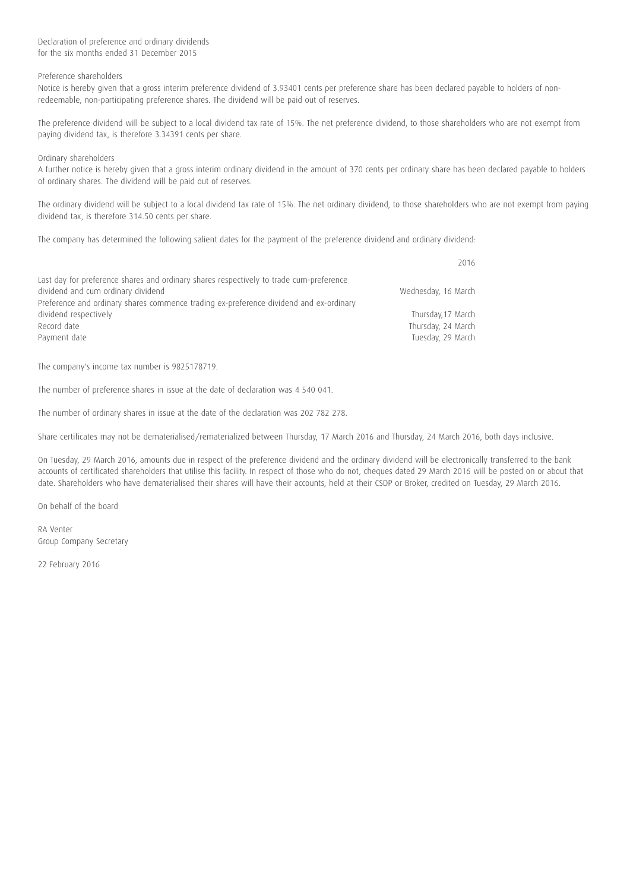# Declaration of preference and ordinary dividends
for the six months ended 31 December 2015

## Preference shareholders

Notice is hereby given that a gross interim preference dividend of 3.93401 cents per preference share has been declared payable to holders of non-redeemable, non-participating preference shares. The dividend will be paid out of reserves.

The preference dividend will be subject to a local dividend tax rate of 15%. The net preference dividend, to those shareholders who are not exempt from paying dividend tax, is therefore 3.34391 cents per share.

## Ordinary shareholders

A further notice is hereby given that a gross interim ordinary dividend in the amount of 370 cents per ordinary share has been declared payable to holders of ordinary shares. The dividend will be paid out of reserves.

The ordinary dividend will be subject to a local dividend tax rate of 15%. The net ordinary dividend, to those shareholders who are not exempt from paying dividend tax, is therefore 314.50 cents per share.

The company has determined the following salient dates for the payment of the preference dividend and ordinary dividend:

| | 2016 |
|---|---|
| Last day for preference shares and ordinary shares respectively to trade cum-preference dividend and cum ordinary dividend | Wednesday, 16 March |
| Preference and ordinary shares commence trading ex-preference dividend and ex-ordinary dividend respectively | Thursday,17 March |
| Record date | Thursday, 24 March |
| Payment date | Tuesday, 29 March |

The company's income tax number is 9825178719.

The number of preference shares in issue at the date of declaration was 4 540 041.

The number of ordinary shares in issue at the date of the declaration was 202 782 278.

Share certificates may not be dematerialised/rematerialized between Thursday, 17 March 2016 and Thursday, 24 March 2016, both days inclusive.

On Tuesday, 29 March 2016, amounts due in respect of the preference dividend and the ordinary dividend will be electronically transferred to the bank accounts of certificated shareholders that utilise this facility. In respect of those who do not, cheques dated 29 March 2016 will be posted on or about that date. Shareholders who have dematerialised their shares will have their accounts, held at their CSDP or Broker, credited on Tuesday, 29 March 2016.

On behalf of the board

RA Venter
Group Company Secretary

22 February 2016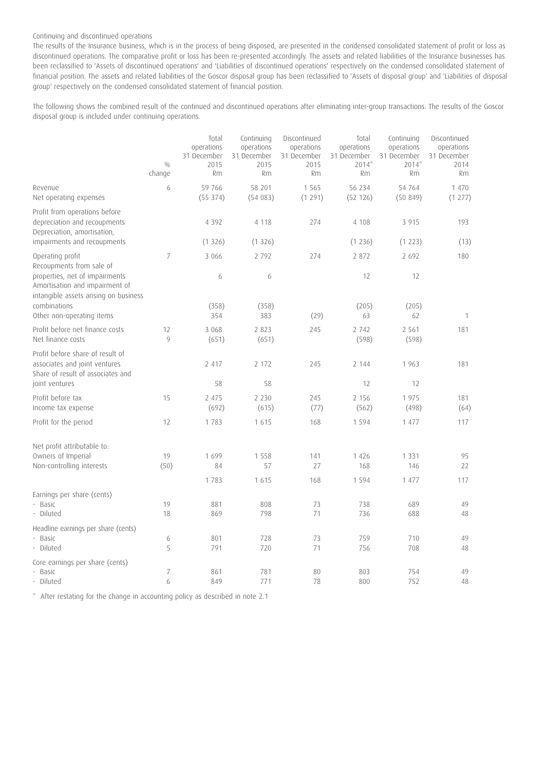Continuing and discontinued operations

The results of the Insurance business, which is in the process of being disposed, are presented in the condensed consolidated statement of profit or loss as discontinued operations. The comparative profit or loss has been re-presented accordingly. The assets and related liabilities of the Insurance businesses has been reclassified to 'Assets of discontinued operations' and 'Liabilities of discontinued operations' respectively on the condensed consolidated statement of financial position. The assets and related liabilities of the Goscor disposal group has been reclassified to 'Assets of disposal group' and 'Liabilities of disposal group' respectively on the condensed consolidated statement of financial position.

The following shows the combined result of the continued and discontinued operations after eliminating inter-group transactions. The results of the Goscor disposal group is included under continuing operations.

| | % change | Total operations 31 December 2015 Rm | Continuing operations 31 December 2015 Rm | Discontinued operations 31 December 2015 Rm | Total operations 31 December 2014* Rm | Continuing operations 31 December 2014* Rm | Discontinued operations 31 December 2014 Rm |
|---|---|---|---|---|---|---|---|
| Revenue | 6 | 59 766 | 58 201 | 1 565 | 56 234 | 54 764 | 1 470 |
| Net operating expenses | | (55 374) | (54 083) | (1 291) | (52 126) | (50 849) | (1 277) |
| Profit from operations before depreciation and recoupments | | 4 392 | 4 118 | 274 | 4 108 | 3 915 | 193 |
| Depreciation, amortisation, impairments and recoupments | | (1 326) | (1 326) | | (1 236) | (1 223) | (13) |
| Operating profit | 7 | 3 066 | 2 792 | 274 | 2 872 | 2 692 | 180 |
| Recoupments from sale of properties, net of impairments | | 6 | 6 | | 12 | 12 | |
| Amortisation and impairment of intangible assets arising on business combinations | | (358) | (358) | | (205) | (205) | |
| Other non-operating items | | 354 | 383 | (29) | 63 | 62 | 1 |
| Profit before net finance costs | 12 | 3 068 | 2 823 | 245 | 2 742 | 2 561 | 181 |
| Net finance costs | 9 | (651) | (651) | | (598) | (598) | |
| Profit before share of result of associates and joint ventures | | 2 417 | 2 172 | 245 | 2 144 | 1 963 | 181 |
| Share of result of associates and joint ventures | | 58 | 58 | | 12 | 12 | |
| Profit before tax | 15 | 2 475 | 2 230 | 245 | 2 156 | 1 975 | 181 |
| Income tax expense | | (692) | (615) | (77) | (562) | (498) | (64) |
| Profit for the period | 12 | 1 783 | 1 615 | 168 | 1 594 | 1 477 | 117 |
| Net profit attributable to: | | | | | | | |
| Owners of Imperial | 19 | 1 699 | 1 558 | 141 | 1 426 | 1 331 | 95 |
| Non-controlling interests | (50) | 84 | 57 | 27 | 168 | 146 | 22 |
| | | 1 783 | 1 615 | 168 | 1 594 | 1 477 | 117 |
| Earnings per share (cents) | | | | | | | |
| - Basic | 19 | 881 | 808 | 73 | 738 | 689 | 49 |
| - Diluted | 18 | 869 | 798 | 71 | 736 | 688 | 48 |
| Headline earnings per share (cents) | | | | | | | |
| - Basic | 6 | 801 | 728 | 73 | 759 | 710 | 49 |
| - Diluted | 5 | 791 | 720 | 71 | 756 | 708 | 48 |
| Core earnings per share (cents) | | | | | | | |
| - Basic | 7 | 861 | 781 | 80 | 803 | 754 | 49 |
| - Diluted | 6 | 849 | 771 | 78 | 800 | 752 | 48 |

\* After restating for the change in accounting policy as described in note 2.1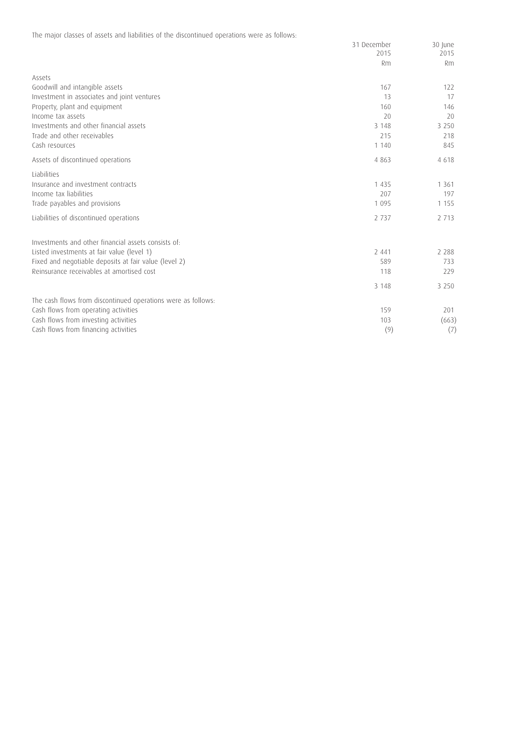The major classes of assets and liabilities of the discontinued operations were as follows:

| | 31 December 2015 Rm | 30 June 2015 Rm |
|---|---|---|
| **Assets** | | |
| Goodwill and intangible assets | 167 | 122 |
| Investment in associates and joint ventures | 13 | 17 |
| Property, plant and equipment | 160 | 146 |
| Income tax assets | 20 | 20 |
| Investments and other financial assets | 3 148 | 3 250 |
| Trade and other receivables | 215 | 218 |
| Cash resources | 1 140 | 845 |
| Assets of discontinued operations | 4 863 | 4 618 |
| **Liabilities** | | |
| Insurance and investment contracts | 1 435 | 1 361 |
| Income tax liabilities | 207 | 197 |
| Trade payables and provisions | 1 095 | 1 155 |
| Liabilities of discontinued operations | 2 737 | 2 713 |
| | | |
| Investments and other financial assets consists of: | | |
| Listed investments at fair value (level 1) | 2 441 | 2 288 |
| Fixed and negotiable deposits at fair value (level 2) | 589 | 733 |
| Reinsurance receivables at amortised cost | 118 | 229 |
| | 3 148 | 3 250 |
| The cash flows from discontinued operations were as follows: | | |
| Cash flows from operating activities | 159 | 201 |
| Cash flows from investing activities | 103 | (663) |
| Cash flows from financing activities | (9) | (7) |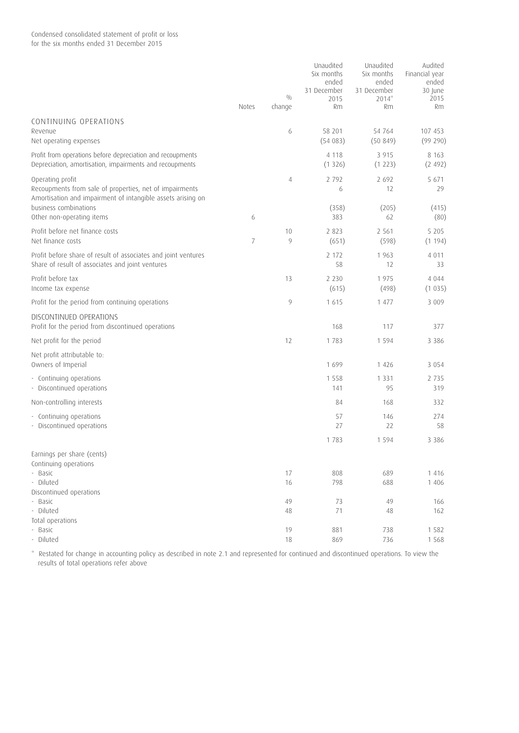Condensed consolidated statement of profit or loss
for the six months ended 31 December 2015

| | Notes | % change | Unaudited Six months ended 31 December 2015 Rm | Unaudited Six months ended 31 December 2014* Rm | Audited Financial year ended 30 June 2015 Rm |
|---|---|---|---|---|---|
| CONTINUING OPERATIONS | | | | | |
| Revenue | | 6 | 58 201 | 54 764 | 107 453 |
| Net operating expenses | | | (54 083) | (50 849) | (99 290) |
| Profit from operations before depreciation and recoupments | | | 4 118 | 3 915 | 8 163 |
| Depreciation, amortisation, impairments and recoupments | | | (1 326) | (1 223) | (2 492) |
| Operating profit | | 4 | 2 792 | 2 692 | 5 671 |
| Recoupments from sale of properties, net of impairments | | | 6 | 12 | 29 |
| Amortisation and impairment of intangible assets arising on business combinations | | | (358) | (205) | (415) |
| Other non-operating items | 6 | | 383 | 62 | (80) |
| Profit before net finance costs | | 10 | 2 823 | 2 561 | 5 205 |
| Net finance costs | 7 | 9 | (651) | (598) | (1 194) |
| Profit before share of result of associates and joint ventures | | | 2 172 | 1 963 | 4 011 |
| Share of result of associates and joint ventures | | | 58 | 12 | 33 |
| Profit before tax | | 13 | 2 230 | 1 975 | 4 044 |
| Income tax expense | | | (615) | (498) | (1 035) |
| Profit for the period from continuing operations | | 9 | 1 615 | 1 477 | 3 009 |
| DISCONTINUED OPERATIONS | | | | | |
| Profit for the period from discontinued operations | | | 168 | 117 | 377 |
| Net profit for the period | | 12 | 1 783 | 1 594 | 3 386 |
| Net profit attributable to: | | | | | |
| Owners of Imperial | | | 1 699 | 1 426 | 3 054 |
| - Continuing operations | | | 1 558 | 1 331 | 2 735 |
| - Discontinued operations | | | 141 | 95 | 319 |
| Non-controlling interests | | | 84 | 168 | 332 |
| - Continuing operations | | | 57 | 146 | 274 |
| - Discontinued operations | | | 27 | 22 | 58 |
| | | | 1 783 | 1 594 | 3 386 |
| Earnings per share (cents) | | | | | |
| Continuing operations | | | | | |
| - Basic | | 17 | 808 | 689 | 1 416 |
| - Diluted | | 16 | 798 | 688 | 1 406 |
| Discontinued operations | | | | | |
| - Basic | | 49 | 73 | 49 | 166 |
| - Diluted | | 48 | 71 | 48 | 162 |
| Total operations | | | | | |
| - Basic | | 19 | 881 | 738 | 1 582 |
| - Diluted | | 18 | 869 | 736 | 1 568 |

\* Restated for change in accounting policy as described in note 2.1 and represented for continued and discontinued operations. To view the results of total operations refer above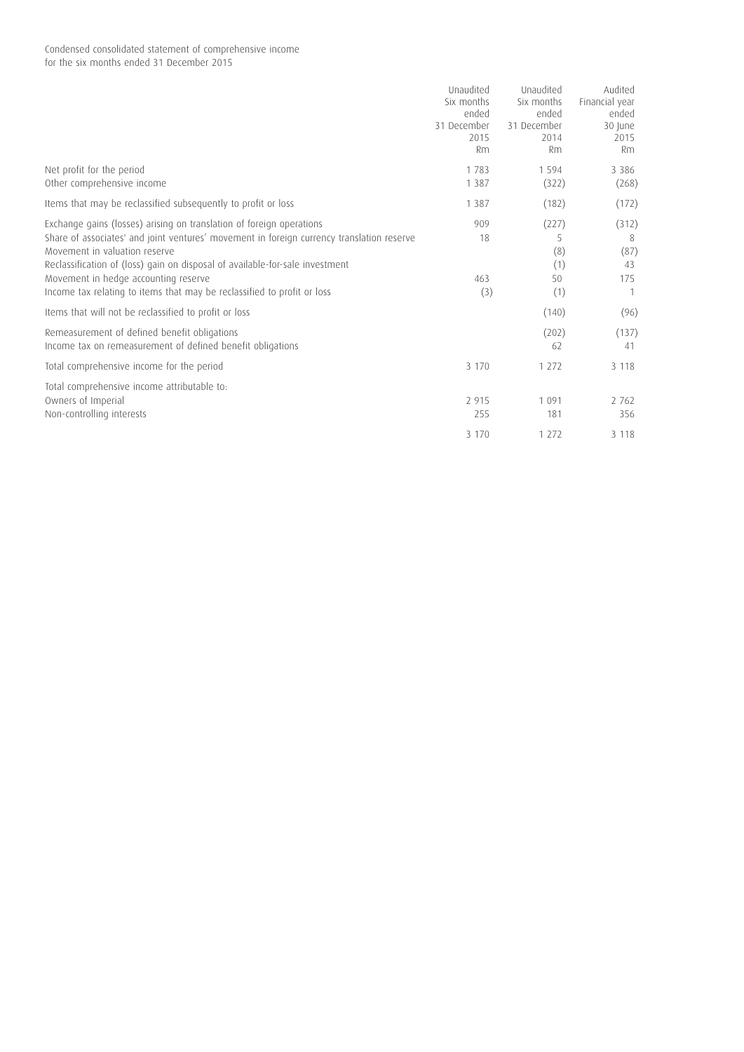Condensed consolidated statement of comprehensive income
for the six months ended 31 December 2015

| | Unaudited Six months ended 31 December 2015 Rm | Unaudited Six months ended 31 December 2014 Rm | Audited Financial year ended 30 June 2015 Rm |
|---|---|---|---|
| Net profit for the period | 1 783 | 1 594 | 3 386 |
| Other comprehensive income | 1 387 | (322) | (268) |
| Items that may be reclassified subsequently to profit or loss | 1 387 | (182) | (172) |
| Exchange gains (losses) arising on translation of foreign operations | 909 | (227) | (312) |
| Share of associates' and joint ventures' movement in foreign currency translation reserve | 18 | 5 | 8 |
| Movement in valuation reserve | | (8) | (87) |
| Reclassification of (loss) gain on disposal of available-for-sale investment | | (1) | 43 |
| Movement in hedge accounting reserve | 463 | 50 | 175 |
| Income tax relating to items that may be reclassified to profit or loss | (3) | (1) | 1 |
| Items that will not be reclassified to profit or loss | | (140) | (96) |
| Remeasurement of defined benefit obligations | | (202) | (137) |
| Income tax on remeasurement of defined benefit obligations | | 62 | 41 |
| Total comprehensive income for the period | 3 170 | 1 272 | 3 118 |
| Total comprehensive income attributable to: | | | |
| Owners of Imperial | 2 915 | 1 091 | 2 762 |
| Non-controlling interests | 255 | 181 | 356 |
| | 3 170 | 1 272 | 3 118 |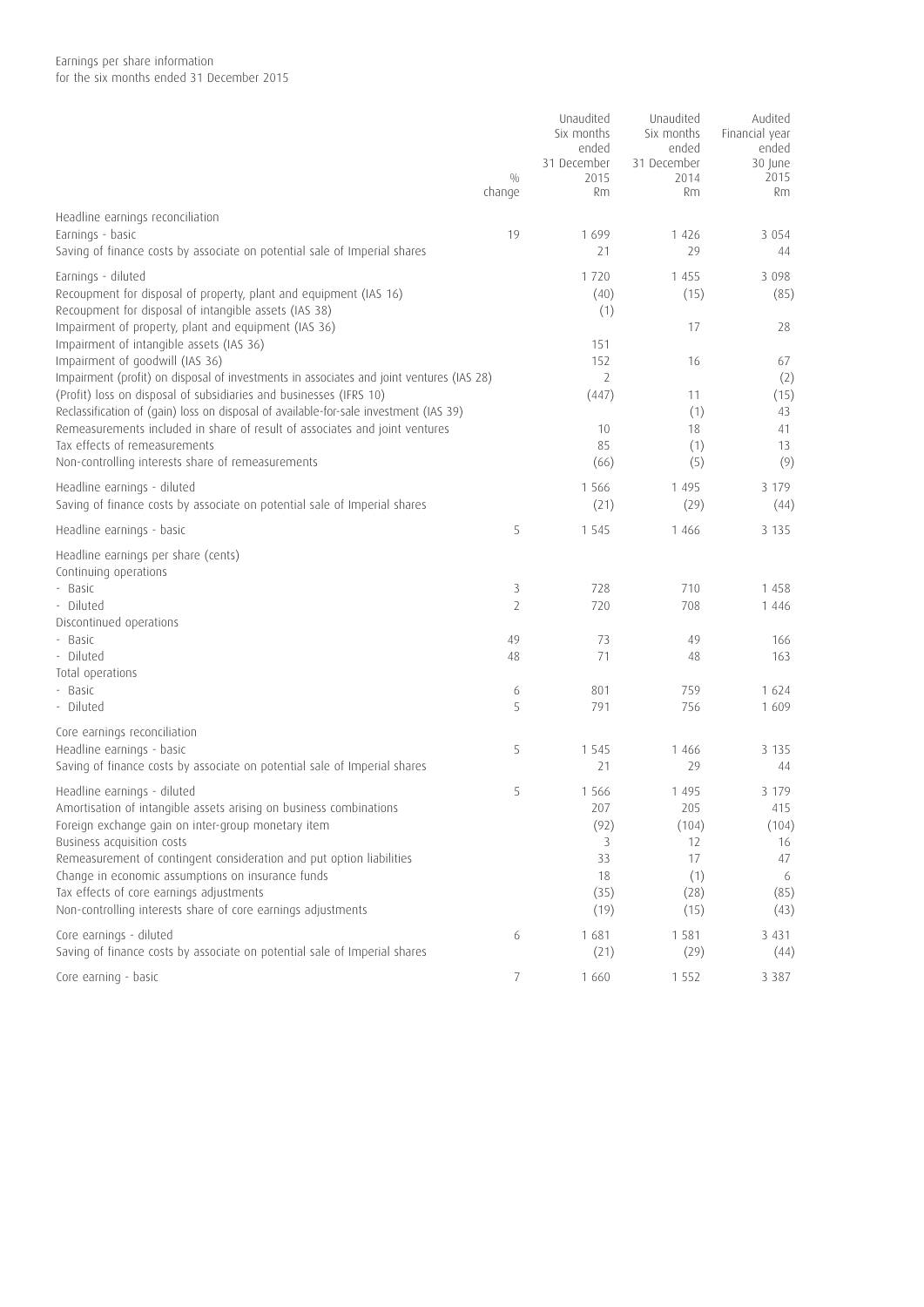Earnings per share information
for the six months ended 31 December 2015

| | % change | Unaudited Six months ended 31 December 2015 Rm | Unaudited Six months ended 31 December 2014 Rm | Audited Financial year ended 30 June 2015 Rm |
|---|---|---|---|---|
| Headline earnings reconciliation | | | | |
| Earnings - basic | 19 | 1 699 | 1 426 | 3 054 |
| Saving of finance costs by associate on potential sale of Imperial shares | | 21 | 29 | 44 |
| Earnings - diluted | | 1 720 | 1 455 | 3 098 |
| Recoupment for disposal of property, plant and equipment (IAS 16) | | (40) | (15) | (85) |
| Recoupment for disposal of intangible assets (IAS 38) | | (1) | | |
| Impairment of property, plant and equipment (IAS 36) | | | 17 | 28 |
| Impairment of intangible assets (IAS 36) | | 151 | | |
| Impairment of goodwill (IAS 36) | | 152 | 16 | 67 |
| Impairment (profit) on disposal of investments in associates and joint ventures (IAS 28) | | 2 | | (2) |
| (Profit) loss on disposal of subsidiaries and businesses (IFRS 10) | | (447) | 11 | (15) |
| Reclassification of (gain) loss on disposal of available-for-sale investment (IAS 39) | | | (1) | 43 |
| Remeasurements included in share of result of associates and joint ventures | | 10 | 18 | 41 |
| Tax effects of remeasurements | | 85 | (1) | 13 |
| Non-controlling interests share of remeasurements | | (66) | (5) | (9) |
| Headline earnings - diluted | | 1 566 | 1 495 | 3 179 |
| Saving of finance costs by associate on potential sale of Imperial shares | | (21) | (29) | (44) |
| Headline earnings - basic | 5 | 1 545 | 1 466 | 3 135 |
| Headline earnings per share (cents) | | | | |
| Continuing operations | | | | |
| - Basic | 3 | 728 | 710 | 1 458 |
| - Diluted | 2 | 720 | 708 | 1 446 |
| Discontinued operations | | | | |
| - Basic | 49 | 73 | 49 | 166 |
| - Diluted | 48 | 71 | 48 | 163 |
| Total operations | | | | |
| - Basic | 6 | 801 | 759 | 1 624 |
| - Diluted | 5 | 791 | 756 | 1 609 |
| Core earnings reconciliation | | | | |
| Headline earnings - basic | 5 | 1 545 | 1 466 | 3 135 |
| Saving of finance costs by associate on potential sale of Imperial shares | | 21 | 29 | 44 |
| Headline earnings - diluted | 5 | 1 566 | 1 495 | 3 179 |
| Amortisation of intangible assets arising on business combinations | | 207 | 205 | 415 |
| Foreign exchange gain on inter-group monetary item | | (92) | (104) | (104) |
| Business acquisition costs | | 3 | 12 | 16 |
| Remeasurement of contingent consideration and put option liabilities | | 33 | 17 | 47 |
| Change in economic assumptions on insurance funds | | 18 | (1) | 6 |
| Tax effects of core earnings adjustments | | (35) | (28) | (85) |
| Non-controlling interests share of core earnings adjustments | | (19) | (15) | (43) |
| Core earnings - diluted | 6 | 1 681 | 1 581 | 3 431 |
| Saving of finance costs by associate on potential sale of Imperial shares | | (21) | (29) | (44) |
| Core earning - basic | 7 | 1 660 | 1 552 | 3 387 |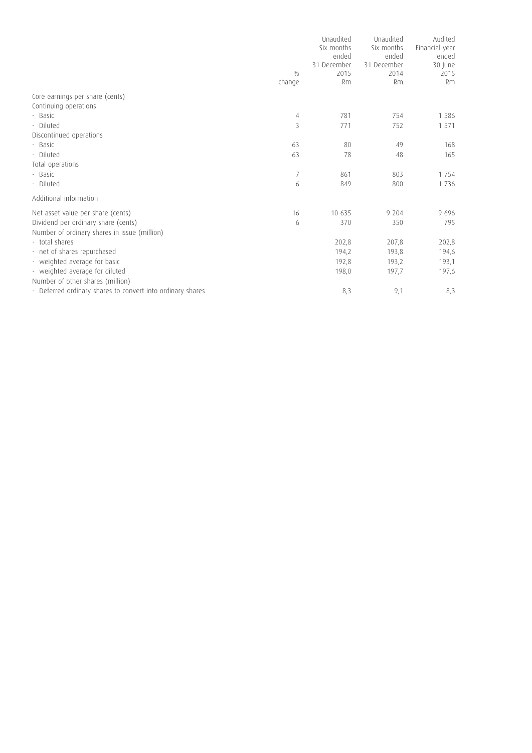| | % change | Unaudited Six months ended 31 December 2015 Rm | Unaudited Six months ended 31 December 2014 Rm | Audited Financial year ended 30 June 2015 Rm |
|---|---|---|---|---|
| Core earnings per share (cents) | | | | |
| Continuing operations | | | | |
| - Basic | 4 | 781 | 754 | 1 586 |
| - Diluted | 3 | 771 | 752 | 1 571 |
| Discontinued operations | | | | |
| - Basic | 63 | 80 | 49 | 168 |
| - Diluted | 63 | 78 | 48 | 165 |
| Total operations | | | | |
| - Basic | 7 | 861 | 803 | 1 754 |
| - Diluted | 6 | 849 | 800 | 1 736 |
| Additional information | | | | |
| Net asset value per share (cents) | 16 | 10 635 | 9 204 | 9 696 |
| Dividend per ordinary share (cents) | 6 | 370 | 350 | 795 |
| Number of ordinary shares in issue (million) | | | | |
| - total shares | | 202,8 | 207,8 | 202,8 |
| - net of shares repurchased | | 194,2 | 193,8 | 194,6 |
| - weighted average for basic | | 192,8 | 193,2 | 193,1 |
| - weighted average for diluted | | 198,0 | 197,7 | 197,6 |
| Number of other shares (million) | | | | |
| - Deferred ordinary shares to convert into ordinary shares | | 8,3 | 9,1 | 8,3 |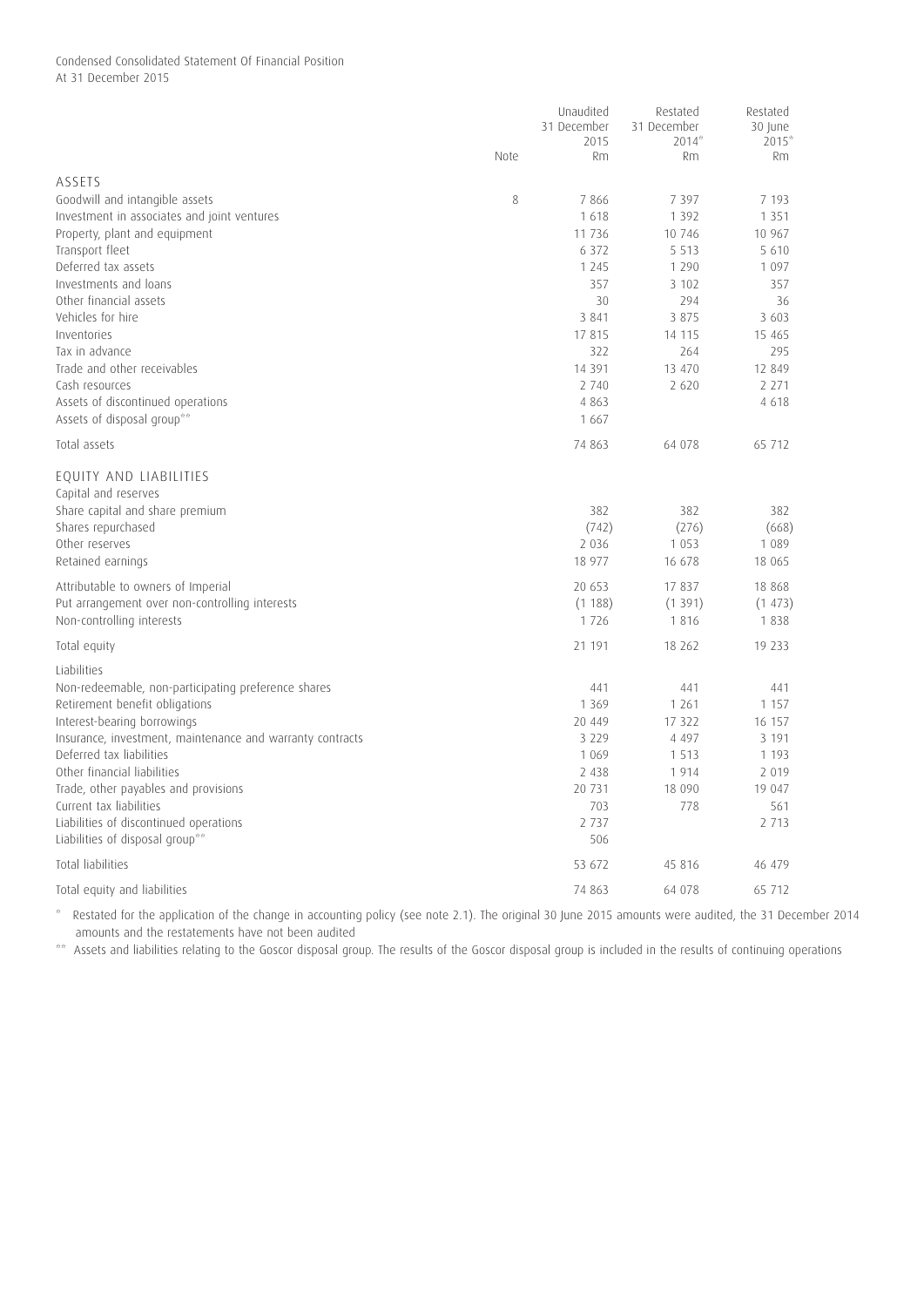Condensed Consolidated Statement Of Financial Position
At 31 December 2015

| | Note | Unaudited 31 December 2015 Rm | Restated 31 December 2014* Rm | Restated 30 June 2015* Rm |
|---|---|---|---|---|
| **ASSETS** | | | | |
| Goodwill and intangible assets | 8 | 7 866 | 7 397 | 7 193 |
| Investment in associates and joint ventures | | 1 618 | 1 392 | 1 351 |
| Property, plant and equipment | | 11 736 | 10 746 | 10 967 |
| Transport fleet | | 6 372 | 5 513 | 5 610 |
| Deferred tax assets | | 1 245 | 1 290 | 1 097 |
| Investments and loans | | 357 | 3 102 | 357 |
| Other financial assets | | 30 | 294 | 36 |
| Vehicles for hire | | 3 841 | 3 875 | 3 603 |
| Inventories | | 17 815 | 14 115 | 15 465 |
| Tax in advance | | 322 | 264 | 295 |
| Trade and other receivables | | 14 391 | 13 470 | 12 849 |
| Cash resources | | 2 740 | 2 620 | 2 271 |
| Assets of discontinued operations | | 4 863 | | 4 618 |
| Assets of disposal group** | | 1 667 | | |
| Total assets | | 74 863 | 64 078 | 65 712 |
| **EQUITY AND LIABILITIES** | | | | |
| Capital and reserves | | | | |
| Share capital and share premium | | 382 | 382 | 382 |
| Shares repurchased | | (742) | (276) | (668) |
| Other reserves | | 2 036 | 1 053 | 1 089 |
| Retained earnings | | 18 977 | 16 678 | 18 065 |
| Attributable to owners of Imperial | | 20 653 | 17 837 | 18 868 |
| Put arrangement over non-controlling interests | | (1 188) | (1 391) | (1 473) |
| Non-controlling interests | | 1 726 | 1 816 | 1 838 |
| Total equity | | 21 191 | 18 262 | 19 233 |
| Liabilities | | | | |
| Non-redeemable, non-participating preference shares | | 441 | 441 | 441 |
| Retirement benefit obligations | | 1 369 | 1 261 | 1 157 |
| Interest-bearing borrowings | | 20 449 | 17 322 | 16 157 |
| Insurance, investment, maintenance and warranty contracts | | 3 229 | 4 497 | 3 191 |
| Deferred tax liabilities | | 1 069 | 1 513 | 1 193 |
| Other financial liabilities | | 2 438 | 1 914 | 2 019 |
| Trade, other payables and provisions | | 20 731 | 18 090 | 19 047 |
| Current tax liabilities | | 703 | 778 | 561 |
| Liabilities of discontinued operations | | 2 737 | | 2 713 |
| Liabilities of disposal group** | | 506 | | |
| Total liabilities | | 53 672 | 45 816 | 46 479 |
| Total equity and liabilities | | 74 863 | 64 078 | 65 712 |

\* Restated for the application of the change in accounting policy (see note 2.1). The original 30 June 2015 amounts were audited, the 31 December 2014 amounts and the restatements have not been audited

\*\* Assets and liabilities relating to the Goscor disposal group. The results of the Goscor disposal group is included in the results of continuing operations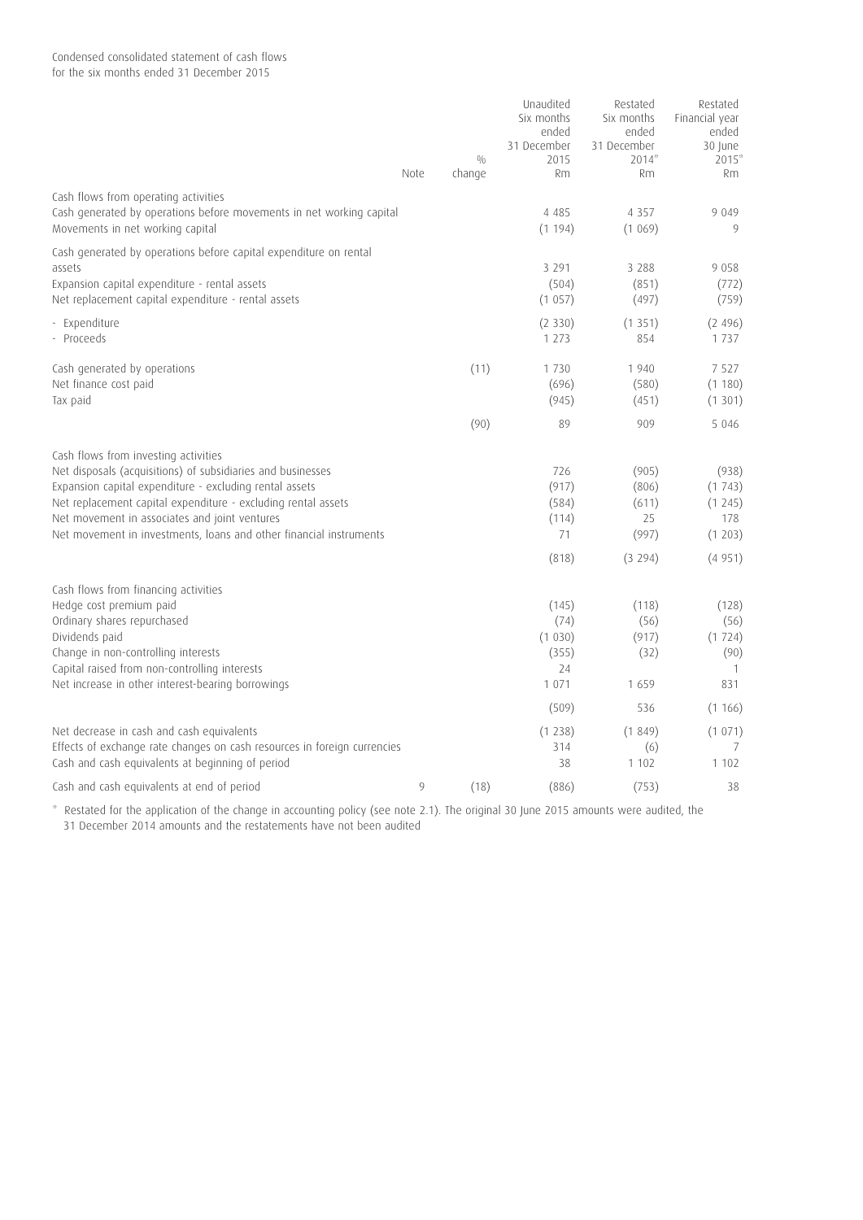Condensed consolidated statement of cash flows
for the six months ended 31 December 2015

| | Note | % change | Unaudited Six months ended 31 December 2015 Rm | Restated Six months ended 31 December 2014* Rm | Restated Financial year ended 30 June 2015* Rm |
|---|---|---|---|---|---|
| **Cash flows from operating activities** | | | | | |
| Cash generated by operations before movements in net working capital | | | 4 485 | 4 357 | 9 049 |
| Movements in net working capital | | | (1 194) | (1 069) | 9 |
| Cash generated by operations before capital expenditure on rental assets | | | 3 291 | 3 288 | 9 058 |
| Expansion capital expenditure - rental assets | | | (504) | (851) | (772) |
| Net replacement capital expenditure - rental assets | | | (1 057) | (497) | (759) |
| - Expenditure | | | (2 330) | (1 351) | (2 496) |
| - Proceeds | | | 1 273 | 854 | 1 737 |
| Cash generated by operations | | (11) | 1 730 | 1 940 | 7 527 |
| Net finance cost paid | | | (696) | (580) | (1 180) |
| Tax paid | | | (945) | (451) | (1 301) |
| | | (90) | 89 | 909 | 5 046 |
| **Cash flows from investing activities** | | | | | |
| Net disposals (acquisitions) of subsidiaries and businesses | | | 726 | (905) | (938) |
| Expansion capital expenditure - excluding rental assets | | | (917) | (806) | (1 743) |
| Net replacement capital expenditure - excluding rental assets | | | (584) | (611) | (1 245) |
| Net movement in associates and joint ventures | | | (114) | 25 | 178 |
| Net movement in investments, loans and other financial instruments | | | 71 | (997) | (1 203) |
| | | | (818) | (3 294) | (4 951) |
| **Cash flows from financing activities** | | | | | |
| Hedge cost premium paid | | | (145) | (118) | (128) |
| Ordinary shares repurchased | | | (74) | (56) | (56) |
| Dividends paid | | | (1 030) | (917) | (1 724) |
| Change in non-controlling interests | | | (355) | (32) | (90) |
| Capital raised from non-controlling interests | | | 24 | | 1 |
| Net increase in other interest-bearing borrowings | | | 1 071 | 1 659 | 831 |
| | | | (509) | 536 | (1 166) |
| Net decrease in cash and cash equivalents | | | (1 238) | (1 849) | (1 071) |
| Effects of exchange rate changes on cash resources in foreign currencies | | | 314 | (6) | 7 |
| Cash and cash equivalents at beginning of period | | | 38 | 1 102 | 1 102 |
| Cash and cash equivalents at end of period | 9 | (18) | (886) | (753) | 38 |

\* Restated for the application of the change in accounting policy (see note 2.1). The original 30 June 2015 amounts were audited, the 31 December 2014 amounts and the restatements have not been audited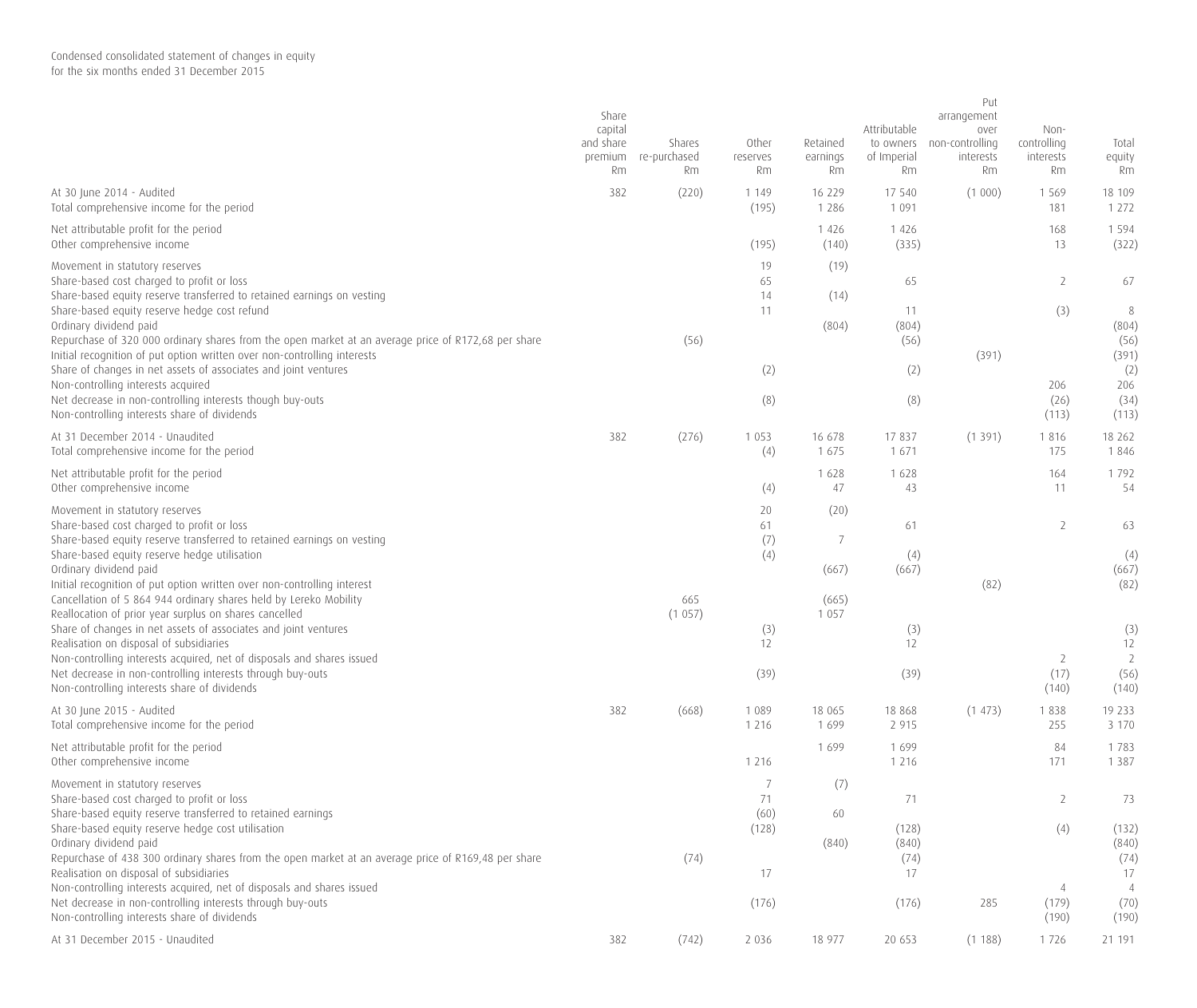Condensed consolidated statement of changes in equity
for the six months ended 31 December 2015

| | Share capital and share premium Rm | Shares re-purchased Rm | Other reserves Rm | Retained earnings Rm | Attributable to owners of Imperial Rm | Put arrangement over non-controlling interests Rm | Non-controlling interests Rm | Total equity Rm |
|---|---|---|---|---|---|---|---|---|
| At 30 June 2014 - Audited | 382 | (220) | 1 149 | 16 229 | 17 540 | (1 000) | 1 569 | 18 109 |
| Total comprehensive income for the period | | | (195) | 1 286 | 1 091 | | 181 | 1 272 |
| Net attributable profit for the period | | | | 1 426 | 1 426 | | 168 | 1 594 |
| Other comprehensive income | | | (195) | (140) | (335) | | 13 | (322) |
| Movement in statutory reserves | | | 19 | (19) | | | | |
| Share-based cost charged to profit or loss | | | 65 | | 65 | | 2 | 67 |
| Share-based equity reserve transferred to retained earnings on vesting | | | 14 | (14) | | | | |
| Share-based equity reserve hedge cost refund | | | 11 | | 11 | | (3) | 8 |
| Ordinary dividend paid | | | | (804) | (804) | | | (804) |
| Repurchase of 320 000 ordinary shares from the open market at an average price of R172,68 per share | | (56) | | | (56) | | | (56) |
| Initial recognition of put option written over non-controlling interests | | | | | | (391) | | (391) |
| Share of changes in net assets of associates and joint ventures | | | (2) | | (2) | | | (2) |
| Non-controlling interests acquired | | | | | | | 206 | 206 |
| Net decrease in non-controlling interests though buy-outs | | | (8) | | (8) | | (26) | (34) |
| Non-controlling interests share of dividends | | | | | | | (113) | (113) |
| At 31 December 2014 - Unaudited | 382 | (276) | 1 053 | 16 678 | 17 837 | (1 391) | 1 816 | 18 262 |
| Total comprehensive income for the period | | | (4) | 1 675 | 1 671 | | 175 | 1 846 |
| Net attributable profit for the period | | | | 1 628 | 1 628 | | 164 | 1 792 |
| Other comprehensive income | | | (4) | 47 | 43 | | 11 | 54 |
| Movement in statutory reserves | | | 20 | (20) | | | | |
| Share-based cost charged to profit or loss | | | 61 | | 61 | | 2 | 63 |
| Share-based equity reserve transferred to retained earnings on vesting | | | (7) | 7 | | | | |
| Share-based equity reserve hedge utilisation | | | (4) | | (4) | | | (4) |
| Ordinary dividend paid | | | | (667) | (667) | | | (667) |
| Initial recognition of put option written over non-controlling interest | | | | | | (82) | | (82) |
| Cancellation of 5 864 944 ordinary shares held by Lereko Mobility | | 665 | | (665) | | | | |
| Reallocation of prior year surplus on shares cancelled | | (1 057) | | 1 057 | | | | |
| Share of changes in net assets of associates and joint ventures | | | (3) | | (3) | | | (3) |
| Realisation on disposal of subsidiaries | | | 12 | | 12 | | | 12 |
| Non-controlling interests acquired, net of disposals and shares issued | | | | | | | 2 | 2 |
| Net decrease in non-controlling interests through buy-outs | | | (39) | | (39) | | (17) | (56) |
| Non-controlling interests share of dividends | | | | | | | (140) | (140) |
| At 30 June 2015 - Audited | 382 | (668) | 1 089 | 18 065 | 18 868 | (1 473) | 1 838 | 19 233 |
| Total comprehensive income for the period | | | 1 216 | 1 699 | 2 915 | | 255 | 3 170 |
| Net attributable profit for the period | | | | 1 699 | 1 699 | | 84 | 1 783 |
| Other comprehensive income | | | 1 216 | | 1 216 | | 171 | 1 387 |
| Movement in statutory reserves | | | 7 | (7) | | | | |
| Share-based cost charged to profit or loss | | | 71 | | 71 | | 2 | 73 |
| Share-based equity reserve transferred to retained earnings | | | (60) | 60 | | | | |
| Share-based equity reserve hedge cost utilisation | | | (128) | | (128) | | (4) | (132) |
| Ordinary dividend paid | | | | (840) | (840) | | | (840) |
| Repurchase of 438 300 ordinary shares from the open market at an average price of R169,48 per share | | (74) | | | (74) | | | (74) |
| Realisation on disposal of subsidiaries | | | 17 | | 17 | | | 17 |
| Non-controlling interests acquired, net of disposals and shares issued | | | | | | | 4 | 4 |
| Net decrease in non-controlling interests through buy-outs | | | (176) | | (176) | 285 | (179) | (70) |
| Non-controlling interests share of dividends | | | | | | | (190) | (190) |
| At 31 December 2015 - Unaudited | 382 | (742) | 2 036 | 18 977 | 20 653 | (1 188) | 1 726 | 21 191 |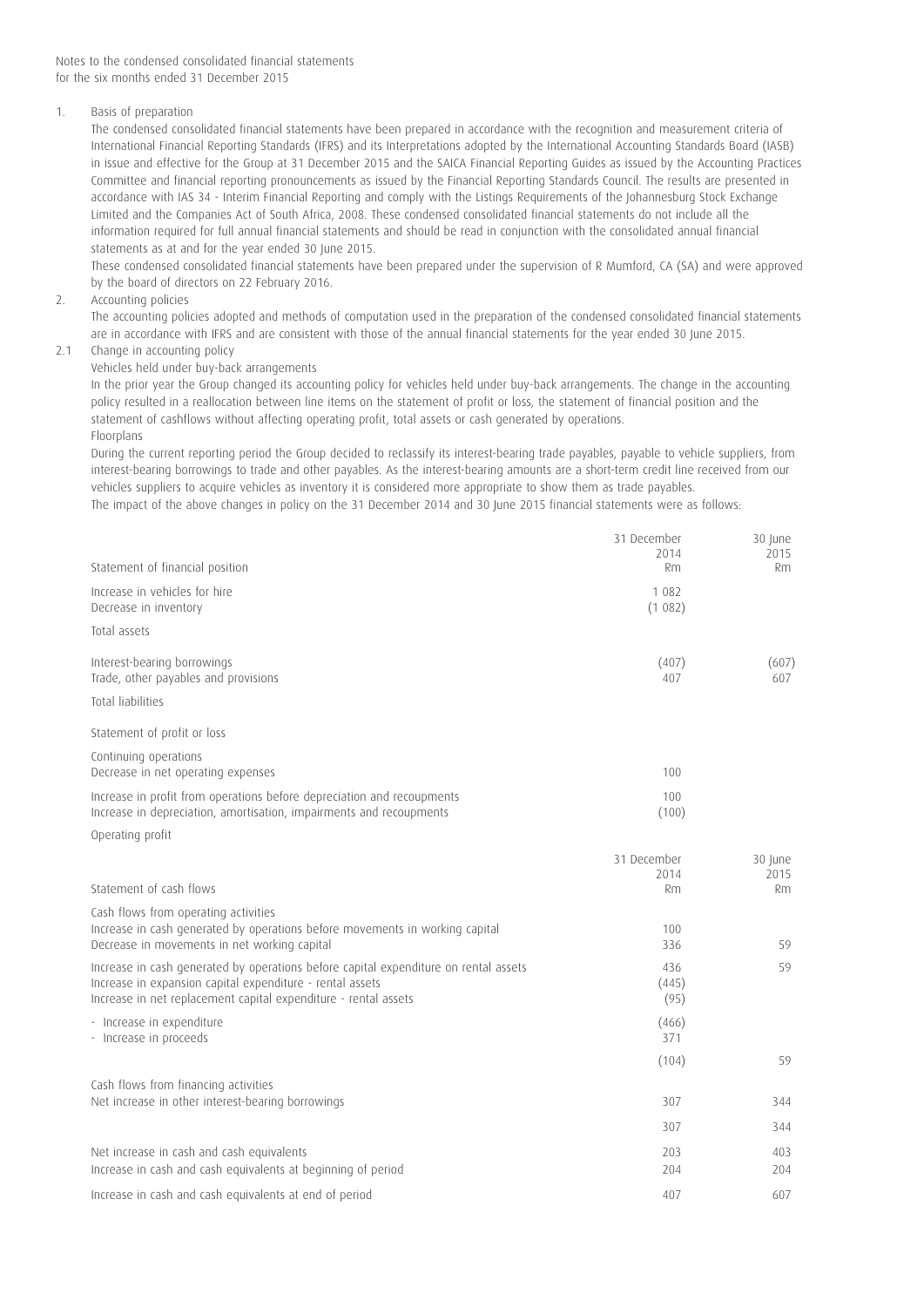Notes to the condensed consolidated financial statements
for the six months ended 31 December 2015

1. Basis of preparation

The condensed consolidated financial statements have been prepared in accordance with the recognition and measurement criteria of International Financial Reporting Standards (IFRS) and its Interpretations adopted by the International Accounting Standards Board (IASB) in issue and effective for the Group at 31 December 2015 and the SAICA Financial Reporting Guides as issued by the Accounting Practices Committee and financial reporting pronouncements as issued by the Financial Reporting Standards Council. The results are presented in accordance with IAS 34 - Interim Financial Reporting and comply with the Listings Requirements of the Johannesburg Stock Exchange Limited and the Companies Act of South Africa, 2008. These condensed consolidated financial statements do not include all the information required for full annual financial statements and should be read in conjunction with the consolidated annual financial statements as at and for the year ended 30 June 2015.

These condensed consolidated financial statements have been prepared under the supervision of R Mumford, CA (SA) and were approved by the board of directors on 22 February 2016.

2. Accounting policies

The accounting policies adopted and methods of computation used in the preparation of the condensed consolidated financial statements are in accordance with IFRS and are consistent with those of the annual financial statements for the year ended 30 June 2015.

2.1 Change in accounting policy

Vehicles held under buy-back arrangements

In the prior year the Group changed its accounting policy for vehicles held under buy-back arrangements. The change in the accounting policy resulted in a reallocation between line items on the statement of profit or loss, the statement of financial position and the statement of cashflows without affecting operating profit, total assets or cash generated by operations.

Floorplans

During the current reporting period the Group decided to reclassify its interest-bearing trade payables, payable to vehicle suppliers, from interest-bearing borrowings to trade and other payables. As the interest-bearing amounts are a short-term credit line received from our vehicles suppliers to acquire vehicles as inventory it is considered more appropriate to show them as trade payables.

The impact of the above changes in policy on the 31 December 2014 and 30 June 2015 financial statements were as follows:

| Statement of financial position | 31 December 2014 Rm | 30 June 2015 Rm |
|---|---|---|
| Increase in vehicles for hire | 1 082 | |
| Decrease in inventory | (1 082) | |
| Total assets | | |
| Interest-bearing borrowings | (407) | (607) |
| Trade, other payables and provisions | 407 | 607 |
| Total liabilities | | |
| Statement of profit or loss | | |
| Continuing operations | | |
| Decrease in net operating expenses | 100 | |
| Increase in profit from operations before depreciation and recoupments | 100 | |
| Increase in depreciation, amortisation, impairments and recoupments | (100) | |
| Operating profit | | |

| Statement of cash flows | 31 December 2014 Rm | 30 June 2015 Rm |
|---|---|---|
| Cash flows from operating activities | | |
| Increase in cash generated by operations before movements in working capital | 100 | |
| Decrease in movements in net working capital | 336 | 59 |
| Increase in cash generated by operations before capital expenditure on rental assets | 436 | 59 |
| Increase in expansion capital expenditure - rental assets | (445) | |
| Increase in net replacement capital expenditure - rental assets | (95) | |
| - Increase in expenditure | (466) | |
| - Increase in proceeds | 371 | |
| | (104) | 59 |
| Cash flows from financing activities | | |
| Net increase in other interest-bearing borrowings | 307 | 344 |
| | 307 | 344 |
| Net increase in cash and cash equivalents | 203 | 403 |
| Increase in cash and cash equivalents at beginning of period | 204 | 204 |
| Increase in cash and cash equivalents at end of period | 407 | 607 |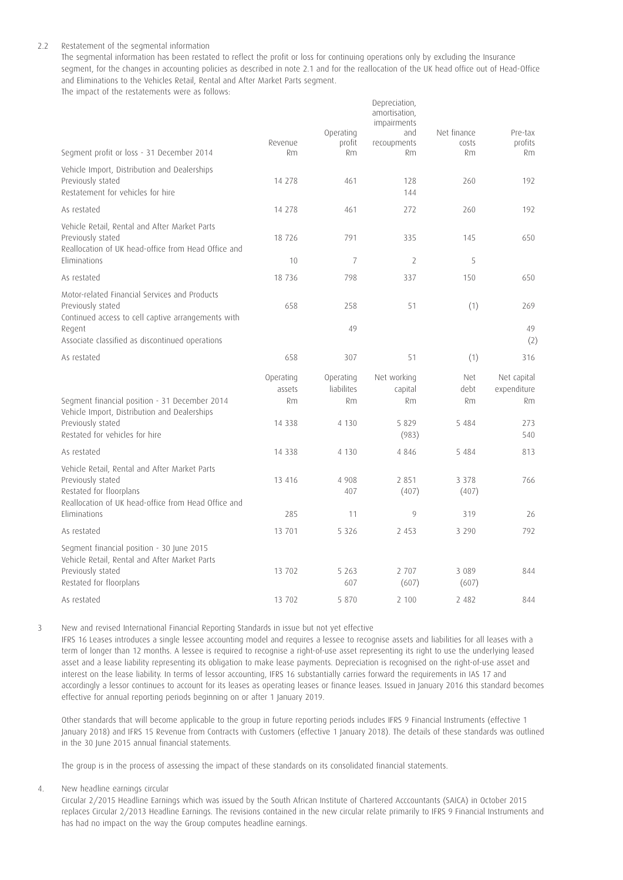2.2 Restatement of the segmental information

The segmental information has been restated to reflect the profit or loss for continuing operations only by excluding the Insurance segment, for the changes in accounting policies as described in note 2.1 and for the reallocation of the UK head office out of Head-Office and Eliminations to the Vehicles Retail, Rental and After Market Parts segment.

The impact of the restatements were as follows:

| Segment profit or loss - 31 December 2014 | Revenue Rm | Operating profit Rm | Depreciation, amortisation, impairments and recoupments Rm | Net finance costs Rm | Pre-tax profits Rm |
|---|---|---|---|---|---|
| Vehicle Import, Distribution and Dealerships | | | | | |
| Previously stated | 14 278 | 461 | 128 | 260 | 192 |
| Restatement for vehicles for hire | | | 144 | | |
| As restated | 14 278 | 461 | 272 | 260 | 192 |
| Vehicle Retail, Rental and After Market Parts | | | | | |
| Previously stated | 18 726 | 791 | 335 | 145 | 650 |
| Reallocation of UK head-office from Head Office and Eliminations | 10 | 7 | 2 | 5 | |
| As restated | 18 736 | 798 | 337 | 150 | 650 |
| Motor-related Financial Services and Products | | | | | |
| Previously stated | 658 | 258 | 51 | (1) | 269 |
| Continued access to cell captive arrangements with Regent | | 49 | | | 49 |
| Associate classified as discontinued operations | | | | | (2) |
| As restated | 658 | 307 | 51 | (1) | 316 |

| Segment financial position - 31 December 2014 | Operating assets Rm | Operating liabilites Rm | Net working capital Rm | Net debt Rm | Net capital expenditure Rm |
|---|---|---|---|---|---|
| Vehicle Import, Distribution and Dealerships | | | | | |
| Previously stated | 14 338 | 4 130 | 5 829 | 5 484 | 273 |
| Restated for vehicles for hire | | | (983) | | 540 |
| As restated | 14 338 | 4 130 | 4 846 | 5 484 | 813 |
| Vehicle Retail, Rental and After Market Parts | | | | | |
| Previously stated | 13 416 | 4 908 | 2 851 | 3 378 | 766 |
| Restated for floorplans | | 407 | (407) | (407) | |
| Reallocation of UK head-office from Head Office and Eliminations | 285 | 11 | 9 | 319 | 26 |
| As restated | 13 701 | 5 326 | 2 453 | 3 290 | 792 |
| **Segment financial position - 30 June 2015** | | | | | |
| Vehicle Retail, Rental and After Market Parts | | | | | |
| Previously stated | 13 702 | 5 263 | 2 707 | 3 089 | 844 |
| Restated for floorplans | | 607 | (607) | (607) | |
| As restated | 13 702 | 5 870 | 2 100 | 2 482 | 844 |

3 New and revised International Financial Reporting Standards in issue but not yet effective

IFRS 16 Leases introduces a single lessee accounting model and requires a lessee to recognise assets and liabilities for all leases with a term of longer than 12 months. A lessee is required to recognise a right-of-use asset representing its right to use the underlying leased asset and a lease liability representing its obligation to make lease payments. Depreciation is recognised on the right-of-use asset and interest on the lease liability. In terms of lessor accounting, IFRS 16 substantially carries forward the requirements in IAS 17 and accordingly a lessor continues to account for its leases as operating leases or finance leases. Issued in January 2016 this standard becomes effective for annual reporting periods beginning on or after 1 January 2019.

Other standards that will become applicable to the group in future reporting periods includes IFRS 9 Financial Instruments (effective 1 January 2018) and IFRS 15 Revenue from Contracts with Customers (effective 1 January 2018). The details of these standards was outlined in the 30 June 2015 annual financial statements.

The group is in the process of assessing the impact of these standards on its consolidated financial statements.

4. New headline earnings circular

Circular 2/2015 Headline Earnings which was issued by the South African Institute of Chartered Acccountants (SAICA) in October 2015 replaces Circular 2/2013 Headline Earnings. The revisions contained in the new circular relate primarily to IFRS 9 Financial Instruments and has had no impact on the way the Group computes headline earnings.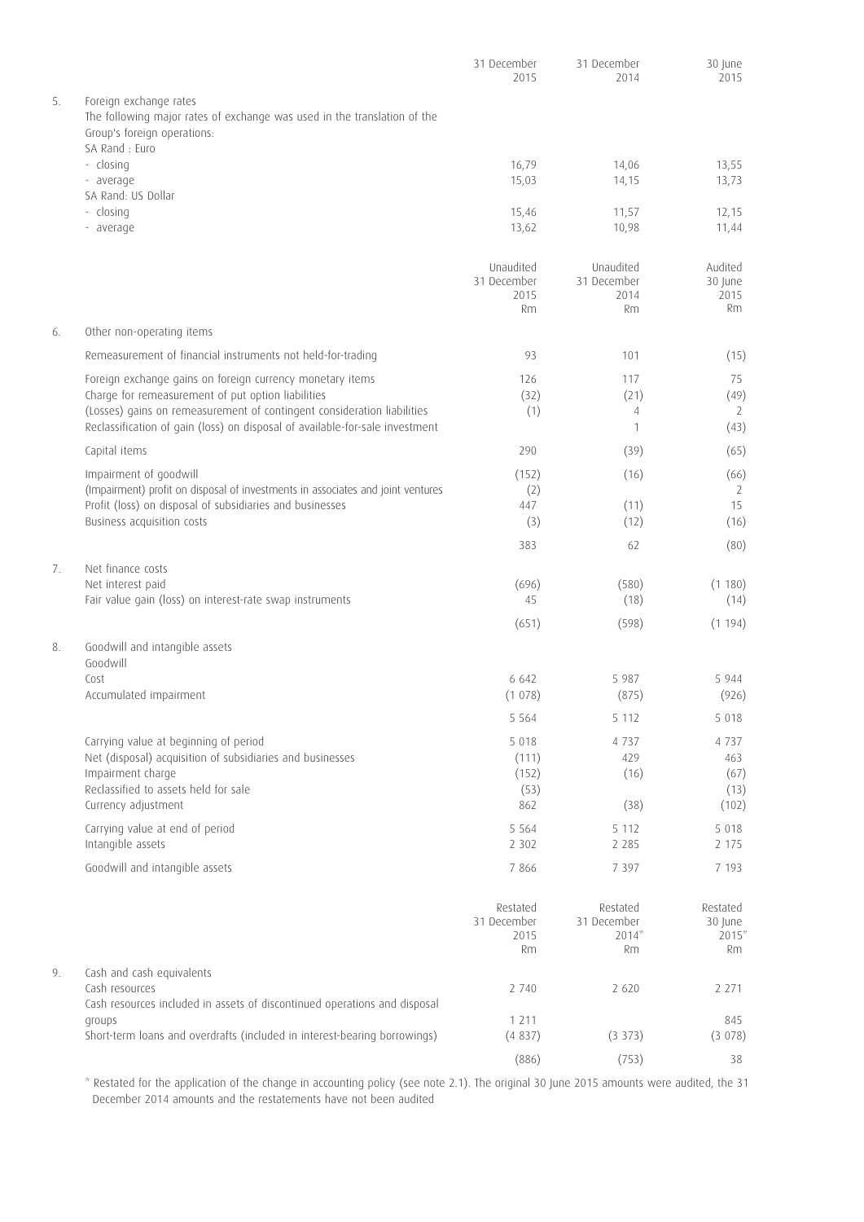| | | 31 December 2015 | 31 December 2014 | 30 June 2015 |
|---|---|---|---|---|
| 5. | Foreign exchange rates | | | |
| | The following major rates of exchange was used in the translation of the Group's foreign operations: | | | |
| | SA Rand : Euro | | | |
| | - closing | 16,79 | 14,06 | 13,55 |
| | - average | 15,03 | 14,15 | 13,73 |
| | SA Rand: US Dollar | | | |
| | - closing | 15,46 | 11,57 | 12,15 |
| | - average | 13,62 | 10,98 | 11,44 |

| | | Unaudited 31 December 2015 Rm | Unaudited 31 December 2014 Rm | Audited 30 June 2015 Rm |
|---|---|---|---|---|
| 6. | Other non-operating items | | | |
| | Remeasurement of financial instruments not held-for-trading | 93 | 101 | (15) |
| | Foreign exchange gains on foreign currency monetary items | 126 | 117 | 75 |
| | Charge for remeasurement of put option liabilities | (32) | (21) | (49) |
| | (Losses) gains on remeasurement of contingent consideration liabilities | (1) | 4 | 2 |
| | Reclassification of gain (loss) on disposal of available-for-sale investment | | 1 | (43) |
| | Capital items | 290 | (39) | (65) |
| | Impairment of goodwill | (152) | (16) | (66) |
| | (Impairment) profit on disposal of investments in associates and joint ventures | (2) | | 2 |
| | Profit (loss) on disposal of subsidiaries and businesses | 447 | (11) | 15 |
| | Business acquisition costs | (3) | (12) | (16) |
| | | 383 | 62 | (80) |
| 7. | Net finance costs | | | |
| | Net interest paid | (696) | (580) | (1 180) |
| | Fair value gain (loss) on interest-rate swap instruments | 45 | (18) | (14) |
| | | (651) | (598) | (1 194) |
| 8. | Goodwill and intangible assets | | | |
| | Goodwill | | | |
| | Cost | 6 642 | 5 987 | 5 944 |
| | Accumulated impairment | (1 078) | (875) | (926) |
| | | 5 564 | 5 112 | 5 018 |
| | Carrying value at beginning of period | 5 018 | 4 737 | 4 737 |
| | Net (disposal) acquisition of subsidiaries and businesses | (111) | 429 | 463 |
| | Impairment charge | (152) | (16) | (67) |
| | Reclassified to assets held for sale | (53) | | (13) |
| | Currency adjustment | 862 | (38) | (102) |
| | Carrying value at end of period | 5 564 | 5 112 | 5 018 |
| | Intangible assets | 2 302 | 2 285 | 2 175 |
| | Goodwill and intangible assets | 7 866 | 7 397 | 7 193 |

| | | Restated 31 December 2015 Rm | Restated 31 December 2014* Rm | Restated 30 June 2015* Rm |
|---|---|---|---|---|
| 9. | Cash and cash equivalents | | | |
| | Cash resources | 2 740 | 2 620 | 2 271 |
| | Cash resources included in assets of discontinued operations and disposal groups | 1 211 | | 845 |
| | Short-term loans and overdrafts (included in interest-bearing borrowings) | (4 837) | (3 373) | (3 078) |
| | | (886) | (753) | 38 |

\* Restated for the application of the change in accounting policy (see note 2.1). The original 30 June 2015 amounts were audited, the 31 December 2014 amounts and the restatements have not been audited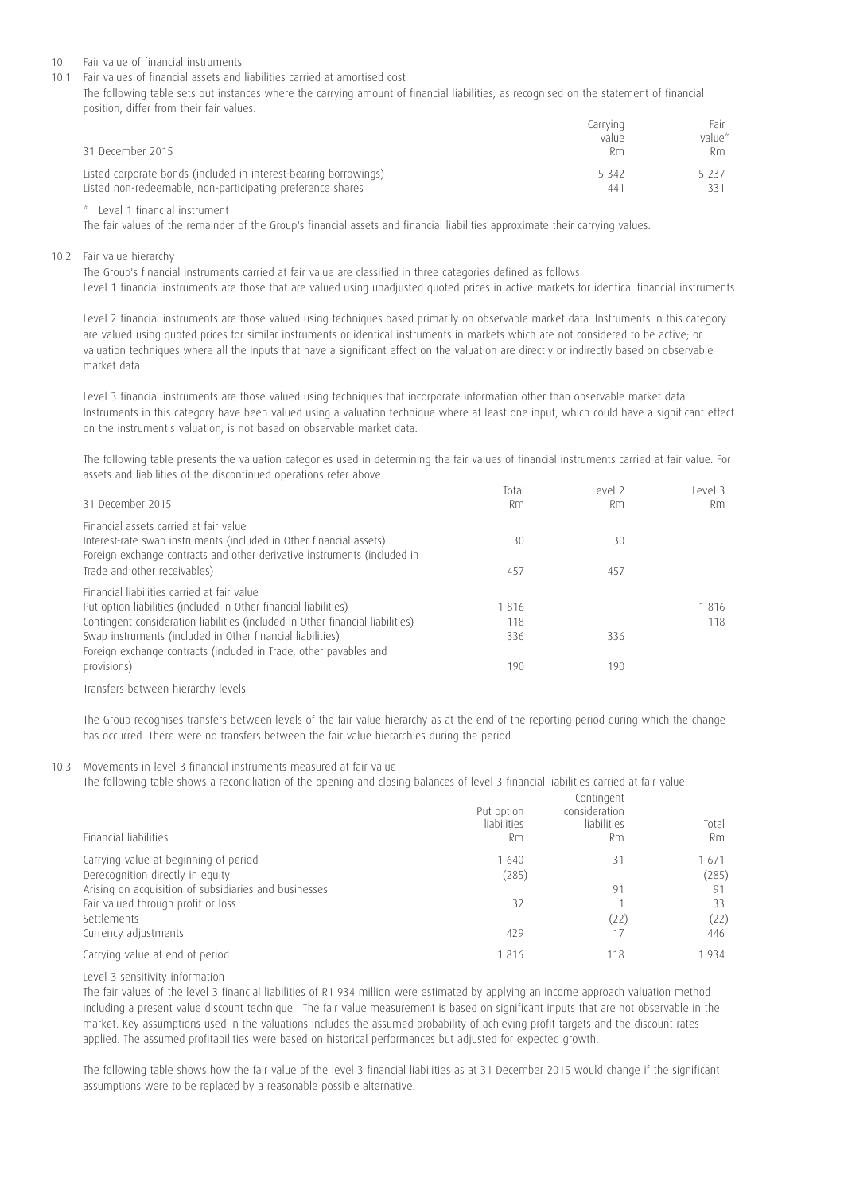## 10. Fair value of financial instruments

### 10.1 Fair values of financial assets and liabilities carried at amortised cost

The following table sets out instances where the carrying amount of financial liabilities, as recognised on the statement of financial position, differ from their fair values.

| 31 December 2015 | Carrying value Rm | Fair value* Rm |
|---|---|---|
| Listed corporate bonds (included in interest-bearing borrowings) | 5 342 | 5 237 |
| Listed non-redeemable, non-participating preference shares | 441 | 331 |

\* Level 1 financial instrument

The fair values of the remainder of the Group's financial assets and financial liabilities approximate their carrying values.

### 10.2 Fair value hierarchy

The Group's financial instruments carried at fair value are classified in three categories defined as follows:
Level 1 financial instruments are those that are valued using unadjusted quoted prices in active markets for identical financial instruments.

Level 2 financial instruments are those valued using techniques based primarily on observable market data. Instruments in this category are valued using quoted prices for similar instruments or identical instruments in markets which are not considered to be active; or valuation techniques where all the inputs that have a significant effect on the valuation are directly or indirectly based on observable market data.

Level 3 financial instruments are those valued using techniques that incorporate information other than observable market data. Instruments in this category have been valued using a valuation technique where at least one input, which could have a significant effect on the instrument's valuation, is not based on observable market data.

The following table presents the valuation categories used in determining the fair values of financial instruments carried at fair value. For assets and liabilities of the discontinued operations refer above.

| 31 December 2015 | Total Rm | Level 2 Rm | Level 3 Rm |
|---|---|---|---|
| **Financial assets carried at fair value** | | | |
| Interest-rate swap instruments (included in Other financial assets) | 30 | 30 | |
| Foreign exchange contracts and other derivative instruments (included in Trade and other receivables) | 457 | 457 | |
| **Financial liabilities carried at fair value** | | | |
| Put option liabilities (included in Other financial liabilities) | 1 816 | | 1 816 |
| Contingent consideration liabilities (included in Other financial liabilities) | 118 | | 118 |
| Swap instruments (included in Other financial liabilities) | 336 | 336 | |
| Foreign exchange contracts (included in Trade, other payables and provisions) | 190 | 190 | |

Transfers between hierarchy levels

The Group recognises transfers between levels of the fair value hierarchy as at the end of the reporting period during which the change has occurred. There were no transfers between the fair value hierarchies during the period.

### 10.3 Movements in level 3 financial instruments measured at fair value

The following table shows a reconciliation of the opening and closing balances of level 3 financial liabilities carried at fair value.

| Financial liabilities | Put option liabilities Rm | Contingent consideration liabilities Rm | Total Rm |
|---|---|---|---|
| Carrying value at beginning of period | 1 640 | 31 | 1 671 |
| Derecognition directly in equity | (285) | | (285) |
| Arising on acquisition of subsidiaries and businesses | | 91 | 91 |
| Fair valued through profit or loss | 32 | 1 | 33 |
| Settlements | | (22) | (22) |
| Currency adjustments | 429 | 17 | 446 |
| Carrying value at end of period | 1 816 | 118 | 1 934 |

Level 3 sensitivity information

The fair values of the level 3 financial liabilities of R1 934 million were estimated by applying an income approach valuation method including a present value discount technique . The fair value measurement is based on significant inputs that are not observable in the market. Key assumptions used in the valuations includes the assumed probability of achieving profit targets and the discount rates applied. The assumed profitabilities were based on historical performances but adjusted for expected growth.

The following table shows how the fair value of the level 3 financial liabilities as at 31 December 2015 would change if the significant assumptions were to be replaced by a reasonable possible alternative.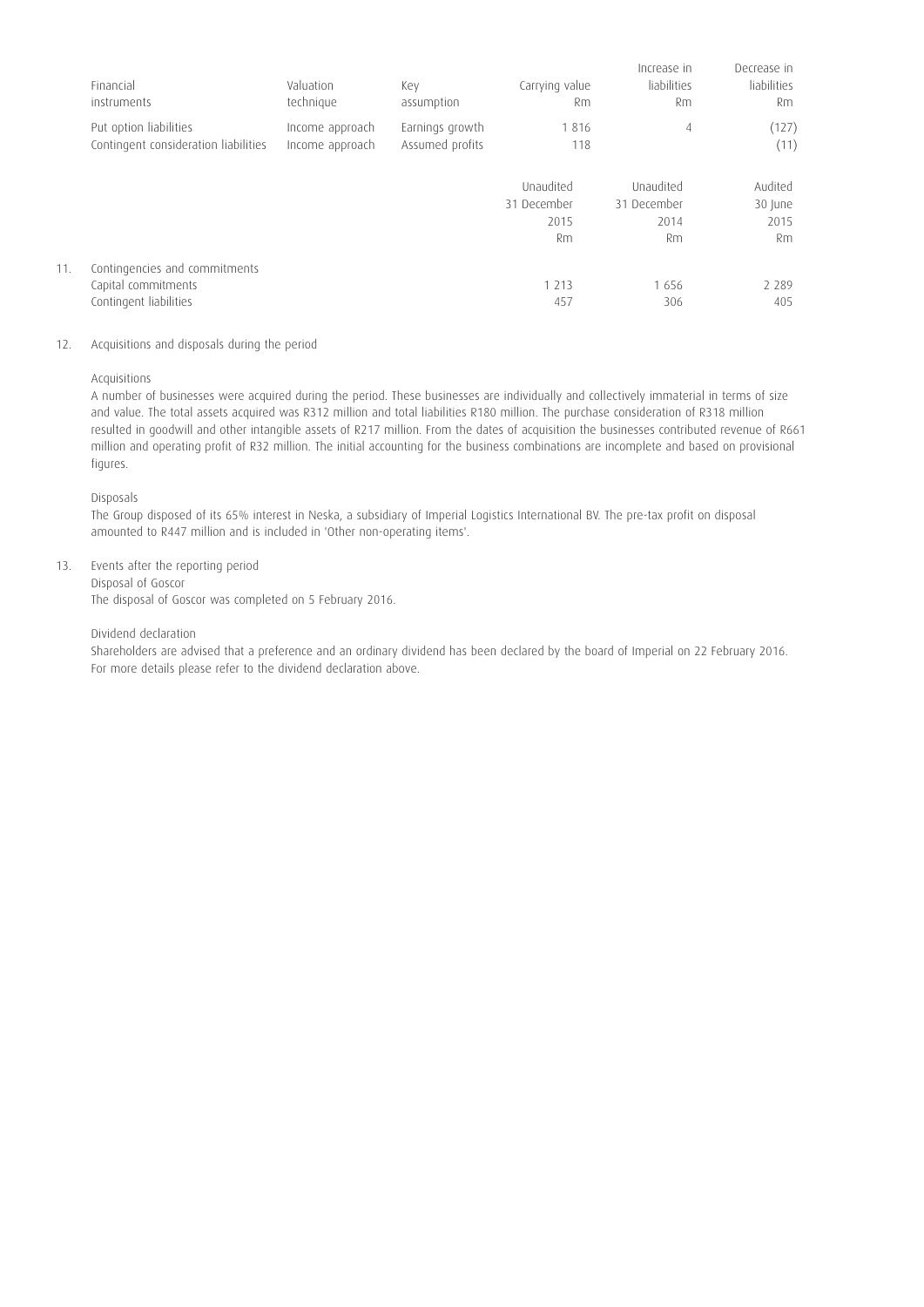| Financial instruments | Valuation technique | Key assumption | Carrying value Rm | Increase in liabilities Rm | Decrease in liabilities Rm |
|---|---|---|---|---|---|
| Put option liabilities | Income approach | Earnings growth | 1 816 | 4 | (127) |
| Contingent consideration liabilities | Income approach | Assumed profits | 118 | | (11) |

|  | Unaudited 31 December 2015 Rm | Unaudited 31 December 2014 Rm | Audited 30 June 2015 Rm |
|---|---|---|---|
| 11. Contingencies and commitments | | | |
| Capital commitments | 1 213 | 1 656 | 2 289 |
| Contingent liabilities | 457 | 306 | 405 |

12. Acquisitions and disposals during the period

Acquisitions

A number of businesses were acquired during the period. These businesses are individually and collectively immaterial in terms of size and value. The total assets acquired was R312 million and total liabilities R180 million. The purchase consideration of R318 million resulted in goodwill and other intangible assets of R217 million. From the dates of acquisition the businesses contributed revenue of R661 million and operating profit of R32 million. The initial accounting for the business combinations are incomplete and based on provisional figures.

Disposals

The Group disposed of its 65% interest in Neska, a subsidiary of Imperial Logistics International BV. The pre-tax profit on disposal amounted to R447 million and is included in 'Other non-operating items'.

13. Events after the reporting period

Disposal of Goscor

The disposal of Goscor was completed on 5 February 2016.

Dividend declaration

Shareholders are advised that a preference and an ordinary dividend has been declared by the board of Imperial on 22 February 2016. For more details please refer to the dividend declaration above.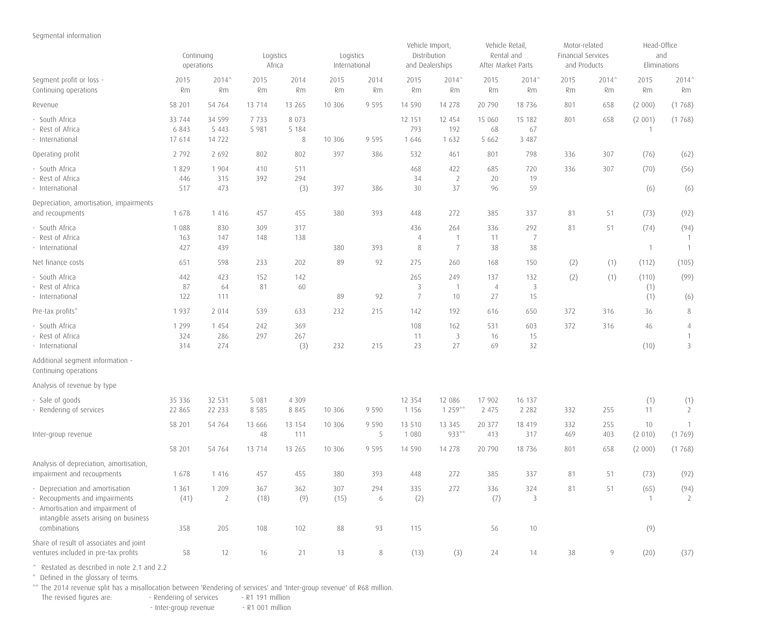Segmental information

| Segment profit or loss - Continuing operations | Continuing operations | | Logistics Africa | | Logistics International | | Vehicle Import, Distribution and Dealerships | | Vehicle Retail, Rental and After Market Parts | | Motor-related Financial Services and Products | | Head-Office and Eliminations | |
|---|---|---|---|---|---|---|---|---|---|---|---|---|---|---|
| | 2015 Rm | 2014^ Rm | 2015 Rm | 2014 Rm | 2015 Rm | 2014 Rm | 2015 Rm | 2014^ Rm | 2015 Rm | 2014^ Rm | 2015 Rm | 2014^ Rm | 2015 Rm | 2014^ Rm |
| Revenue | 58 201 | 54 764 | 13 714 | 13 265 | 10 306 | 9 595 | 14 590 | 14 278 | 20 790 | 18 736 | 801 | 658 | (2 000) | (1 768) |
| - South Africa | 33 744 | 34 599 | 7 733 | 8 073 | | | 12 151 | 12 454 | 15 060 | 15 182 | 801 | 658 | (2 001) | (1 768) |
| - Rest of Africa | 6 843 | 5 443 | 5 981 | 5 184 | | | 793 | 192 | 68 | 67 | | | 1 | |
| - International | 17 614 | 14 722 | | 8 | 10 306 | 9 595 | 1 646 | 1 632 | 5 662 | 3 487 | | | | |
| Operating profit | 2 792 | 2 692 | 802 | 802 | 397 | 386 | 532 | 461 | 801 | 798 | 336 | 307 | (76) | (62) |
| - South Africa | 1 829 | 1 904 | 410 | 511 | | | 468 | 422 | 685 | 720 | 336 | 307 | (70) | (56) |
| - Rest of Africa | 446 | 315 | 392 | 294 | | | 34 | 2 | 20 | 19 | | | | |
| - International | 517 | 473 | | (3) | 397 | 386 | 30 | 37 | 96 | 59 | | | (6) | (6) |
| Depreciation, amortisation, impairments and recoupments | 1 678 | 1 416 | 457 | 455 | 380 | 393 | 448 | 272 | 385 | 337 | 81 | 51 | (73) | (92) |
| - South Africa | 1 088 | 830 | 309 | 317 | | | 436 | 264 | 336 | 292 | 81 | 51 | (74) | (94) |
| - Rest of Africa | 163 | 147 | 148 | 138 | | | 4 | 1 | 11 | 7 | | | | 1 |
| - International | 427 | 439 | | | 380 | 393 | 8 | 7 | 38 | 38 | | | 1 | 1 |
| Net finance costs | 651 | 598 | 233 | 202 | 89 | 92 | 275 | 260 | 168 | 150 | (2) | (1) | (112) | (105) |
| - South Africa | 442 | 423 | 152 | 142 | | | 265 | 249 | 137 | 132 | (2) | (1) | (110) | (99) |
| - Rest of Africa | 87 | 64 | 81 | 60 | | | 3 | 1 | 4 | 3 | | | (1) | |
| - International | 122 | 111 | | | 89 | 92 | 7 | 10 | 27 | 15 | | | (1) | (6) |
| Pre-tax profits* | 1 937 | 2 014 | 539 | 633 | 232 | 215 | 142 | 192 | 616 | 650 | 372 | 316 | 36 | 8 |
| - South Africa | 1 299 | 1 454 | 242 | 369 | | | 108 | 162 | 531 | 603 | 372 | 316 | 46 | 4 |
| - Rest of Africa | 324 | 286 | 297 | 267 | | | 11 | 3 | 16 | 15 | | | | 1 |
| - International | 314 | 274 | | (3) | 232 | 215 | 23 | 27 | 69 | 32 | | | (10) | 3 |
| Additional segment information - Continuing operations | | | | | | | | | | | | | | |
| Analysis of revenue by type | | | | | | | | | | | | | | |
| - Sale of goods | 35 336 | 32 531 | 5 081 | 4 309 | | | 12 354 | 12 086 | 17 902 | 16 137 | | | (1) | (1) |
| - Rendering of services | 22 865 | 22 233 | 8 585 | 8 845 | 10 306 | 9 590 | 1 156 | 1 259** | 2 475 | 2 282 | 332 | 255 | 11 | 2 |
| | 58 201 | 54 764 | 13 666 | 13 154 | 10 306 | 9 590 | 13 510 | 13 345 | 20 377 | 18 419 | 332 | 255 | 10 | 1 |
| Inter-group revenue | | | 48 | 111 | | 5 | 1 080 | 933** | 413 | 317 | 469 | 403 | (2 010) | (1 769) |
| | 58 201 | 54 764 | 13 714 | 13 265 | 10 306 | 9 595 | 14 590 | 14 278 | 20 790 | 18 736 | 801 | 658 | (2 000) | (1 768) |
| Analysis of depreciation, amortisation, impairment and recoupments | 1 678 | 1 416 | 457 | 455 | 380 | 393 | 448 | 272 | 385 | 337 | 81 | 51 | (73) | (92) |
| - Depreciation and amortisation | 1 361 | 1 209 | 367 | 362 | 307 | 294 | 335 | 272 | 336 | 324 | 81 | 51 | (65) | (94) |
| - Recoupments and impairments | (41) | 2 | (18) | (9) | (15) | 6 | (2) | | (7) | 3 | | | 1 | 2 |
| - Amortisation and impairment of intangible assets arising on business combinations | 358 | 205 | 108 | 102 | 88 | 93 | 115 | | 56 | 10 | | | (9) | |
| Share of result of associates and joint ventures included in pre-tax profits | 58 | 12 | 16 | 21 | 13 | 8 | (13) | (3) | 24 | 14 | 38 | 9 | (20) | (37) |

^ Restated as described in note 2.1 and 2.2

\* Defined in the glossary of terms.

** The 2014 revenue split has a misallocation between 'Rendering of services' and 'Inter-group revenue' of R68 million.
The revised figures are: - Rendering of services - R1 191 million
- Inter-group revenue - R1 001 million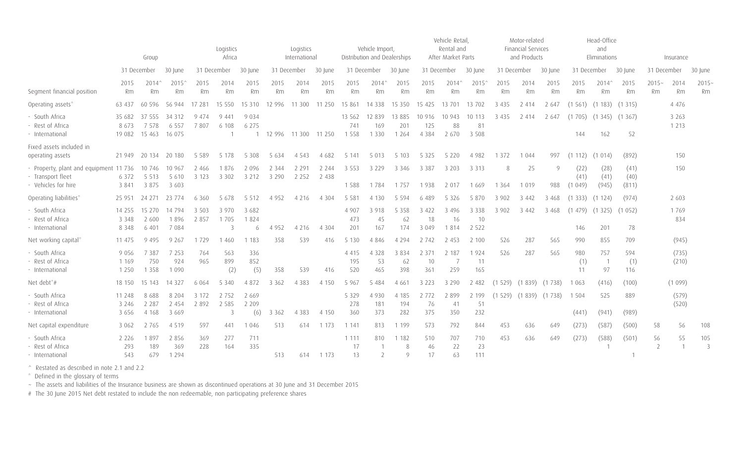| Segment financial position | Group | | | Logistics Africa | | | Logistics International | | | Vehicle Import, Distribution and Dealerships | | | Vehicle Retail, Rental and After Market Parts | | | Motor-related Financial Services and Products | | | Head-Office and Eliminations | | | Insurance | | |
|---|---|---|---|---|---|---|---|---|---|---|---|---|---|---|---|---|---|---|---|---|---|---|---|---|
| | 31 December | | 30 June | 31 December | | 30 June | 31 December | | 30 June | 31 December | | 30 June | 31 December | | 30 June | 31 December | | 30 June | 31 December | | 30 June | 31 December | | 30 June |
| | 2015 Rm | 2014^ Rm | 2015^ Rm | 2015 Rm | 2014 Rm | 2015 Rm | 2015 Rm | 2014 Rm | 2015 Rm | 2015 Rm | 2014^ Rm | 2015 Rm | 2015 Rm | 2014^ Rm | 2015^ Rm | 2015 Rm | 2014 Rm | 2015 Rm | 2015 Rm | 2014^ Rm | 2015 Rm | 2015~ Rm | 2014 Rm | 2015~ Rm |
| Operating assets* | 63 437 | 60 596 | 56 944 | 17 281 | 15 550 | 15 310 | 12 996 | 11 300 | 11 250 | 15 861 | 14 338 | 15 350 | 15 425 | 13 701 | 13 702 | 3 435 | 2 414 | 2 647 | (1 561) | (1 183) | (1 315) | | 4 476 | |
| - South Africa | 35 682 | 37 555 | 34 312 | 9 474 | 9 441 | 9 034 | | | | 13 562 | 12 839 | 13 885 | 10 916 | 10 943 | 10 113 | 3 435 | 2 414 | 2 647 | (1 705) | (1 345) | (1 367) | | 3 263 | |
| - Rest of Africa | 8 673 | 7 578 | 6 557 | 7 807 | 6 108 | 6 275 | | | | 741 | 169 | 201 | 125 | 88 | 81 | | | | | | | | 1 213 | |
| - International | 19 082 | 15 463 | 16 075 | | 1 | 1 | 12 996 | 11 300 | 11 250 | 1 558 | 1 330 | 1 264 | 4 384 | 2 670 | 3 508 | | | | 144 | 162 | 52 | | | |
| Fixed assets included in operating assets | 21 949 | 20 134 | 20 180 | 5 589 | 5 178 | 5 308 | 5 634 | 4 543 | 4 682 | 5 141 | 5 013 | 5 103 | 5 325 | 5 220 | 4 982 | 1 372 | 1 044 | 997 | (1 112) | (1 014) | (892) | | 150 | |
| - Property, plant and equipment | 11 736 | 10 746 | 10 967 | 2 466 | 1 876 | 2 096 | 2 344 | 2 291 | 2 244 | 3 553 | 3 229 | 3 346 | 3 387 | 3 203 | 3 313 | 8 | 25 | 9 | (22) | (28) | (41) | | 150 | |
| - Transport fleet | 6 372 | 5 513 | 5 610 | 3 123 | 3 302 | 3 212 | 3 290 | 2 252 | 2 438 | | | | | | | | | | (41) | (41) | (40) | | | |
| - Vehicles for hire | 3 841 | 3 875 | 3 603 | | | | | | | 1 588 | 1 784 | 1 757 | 1 938 | 2 017 | 1 669 | 1 364 | 1 019 | 988 | (1 049) | (945) | (811) | | | |
| Operating liabilities* | 25 951 | 24 271 | 23 774 | 6 360 | 5 678 | 5 512 | 4 952 | 4 216 | 4 304 | 5 581 | 4 130 | 5 594 | 6 489 | 5 326 | 5 870 | 3 902 | 3 442 | 3 468 | (1 333) | (1 124) | (974) | | 2 603 | |
| - South Africa | 14 255 | 15 270 | 14 794 | 3 503 | 3 970 | 3 682 | | | | 4 907 | 3 918 | 5 358 | 3 422 | 3 496 | 3 338 | 3 902 | 3 442 | 3 468 | (1 479) | (1 325) | (1 052) | | 1 769 | |
| - Rest of Africa | 3 348 | 2 600 | 1 896 | 2 857 | 1 705 | 1 824 | | | | 473 | 45 | 62 | 18 | 16 | 10 | | | | | | | | 834 | |
| - International | 8 348 | 6 401 | 7 084 | | 3 | 6 | 4 952 | 4 216 | 4 304 | 201 | 167 | 174 | 3 049 | 1 814 | 2 522 | | | | 146 | 201 | 78 | | | |
| Net working capital* | 11 475 | 9 495 | 9 267 | 1 729 | 1 460 | 1 183 | 358 | 539 | 416 | 5 130 | 4 846 | 4 294 | 2 742 | 2 453 | 2 100 | 526 | 287 | 565 | 990 | 855 | 709 | | (945) | |
| - South Africa | 9 056 | 7 387 | 7 253 | 764 | 563 | 336 | | | | 4 415 | 4 328 | 3 834 | 2 371 | 2 187 | 1 924 | 526 | 287 | 565 | 980 | 757 | 594 | | (735) | |
| - Rest of Africa | 1 169 | 750 | 924 | 965 | 899 | 852 | | | | 195 | 53 | 62 | 10 | 7 | 11 | | | | (1) | 1 | (1) | | (210) | |
| - International | 1 250 | 1 358 | 1 090 | | (2) | (5) | 358 | 539 | 416 | 520 | 465 | 398 | 361 | 259 | 165 | | | | 11 | 97 | 116 | | | |
| Net debt*# | 18 150 | 15 143 | 14 327 | 6 064 | 5 340 | 4 872 | 3 362 | 4 383 | 4 150 | 5 967 | 5 484 | 4 661 | 3 223 | 3 290 | 2 482 | (1 529) | (1 839) | (1 738) | 1 063 | (416) | (100) | | (1 099) | |
| - South Africa | 11 248 | 8 688 | 8 204 | 3 172 | 2 752 | 2 669 | | | | 5 329 | 4 930 | 4 185 | 2 772 | 2 899 | 2 199 | (1 529) | (1 839) | (1 738) | 1 504 | 525 | 889 | | (579) | |
| - Rest of Africa | 3 246 | 2 287 | 2 454 | 2 892 | 2 585 | 2 209 | | | | 278 | 181 | 194 | 76 | 41 | 51 | | | | | | | | (520) | |
| - International | 3 656 | 4 168 | 3 669 | | 3 | (6) | 3 362 | 4 383 | 4 150 | 360 | 373 | 282 | 375 | 350 | 232 | | | | (441) | (941) | (989) | | | |
| Net capital expenditure | 3 062 | 2 765 | 4 519 | 597 | 441 | 1 046 | 513 | 614 | 1 173 | 1 141 | 813 | 1 199 | 573 | 792 | 844 | 453 | 636 | 649 | (273) | (587) | (500) | 58 | 56 | 108 |
| - South Africa | 2 226 | 1 897 | 2 856 | 369 | 277 | 711 | | | | 1 111 | 810 | 1 182 | 510 | 707 | 710 | 453 | 636 | 649 | (273) | (588) | (501) | 56 | 55 | 105 |
| - Rest of Africa | 293 | 189 | 369 | 228 | 164 | 335 | | | | 17 | 1 | 8 | 46 | 22 | 23 | | | | | 1 | | 2 | 1 | 3 |
| - International | 543 | 679 | 1 294 | | | | 513 | 614 | 1 173 | 13 | 2 | 9 | 17 | 63 | 111 | | | | | | 1 | | | |

^ Restated as described in note 2.1 and 2.2

\* Defined in the glossary of terms

~ The assets and liabilities of the Insurance business are shown as discontinued operations at 30 June and 31 December 2015

\# The 30 June 2015 Net debt restated to include the non redeemable, non participating preference shares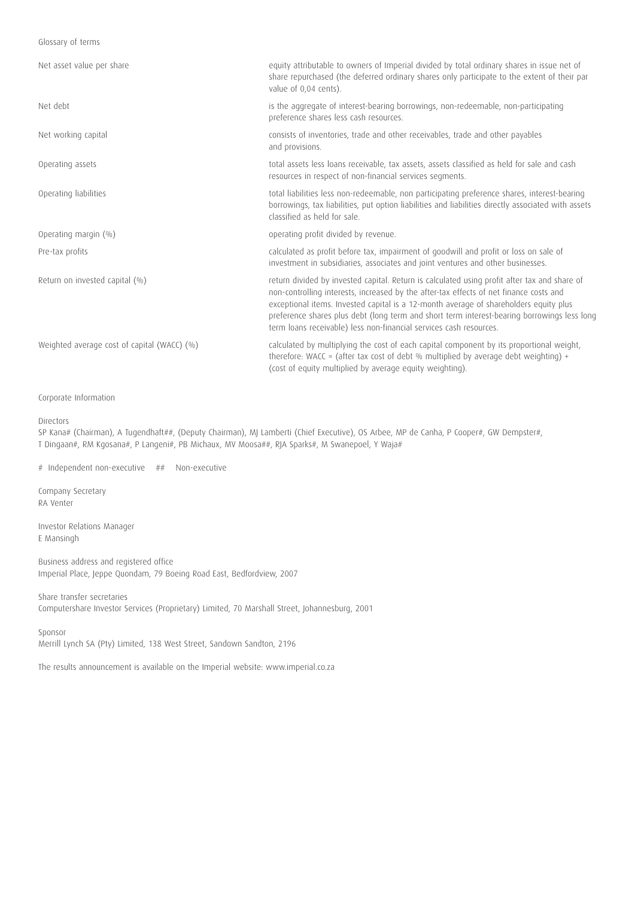## Glossary of terms

| | |
|---|---|
| Net asset value per share | equity attributable to owners of Imperial divided by total ordinary shares in issue net of share repurchased (the deferred ordinary shares only participate to the extent of their par value of 0,04 cents). |
| Net debt | is the aggregate of interest-bearing borrowings, non-redeemable, non-participating preference shares less cash resources. |
| Net working capital | consists of inventories, trade and other receivables, trade and other payables and provisions. |
| Operating assets | total assets less loans receivable, tax assets, assets classified as held for sale and cash resources in respect of non-financial services segments. |
| Operating liabilities | total liabilities less non-redeemable, non participating preference shares, interest-bearing borrowings, tax liabilities, put option liabilities and liabilities directly associated with assets classified as held for sale. |
| Operating margin (%) | operating profit divided by revenue. |
| Pre-tax profits | calculated as profit before tax, impairment of goodwill and profit or loss on sale of investment in subsidiaries, associates and joint ventures and other businesses. |
| Return on invested capital (%) | return divided by invested capital. Return is calculated using profit after tax and share of non-controlling interests, increased by the after-tax effects of net finance costs and exceptional items. Invested capital is a 12-month average of shareholders equity plus preference shares plus debt (long term and short term interest-bearing borrowings less long term loans receivable) less non-financial services cash resources. |
| Weighted average cost of capital (WACC) (%) | calculated by multiplying the cost of each capital component by its proportional weight, therefore: WACC = (after tax cost of debt % multiplied by average debt weighting) + (cost of equity multiplied by average equity weighting). |

## Corporate Information

Directors
SP Kana# (Chairman), A Tugendhaft##, (Deputy Chairman), MJ Lamberti (Chief Executive), OS Arbee, MP de Canha, P Cooper#, GW Dempster#, T Dingaan#, RM Kgosana#, P Langeni#, PB Michaux, MV Moosa##, RJA Sparks#, M Swanepoel, Y Waja#

\# Independent non-executive ## Non-executive

Company Secretary
RA Venter

Investor Relations Manager
E Mansingh

Business address and registered office
Imperial Place, Jeppe Quondam, 79 Boeing Road East, Bedfordview, 2007

Share transfer secretaries
Computershare Investor Services (Proprietary) Limited, 70 Marshall Street, Johannesburg, 2001

Sponsor
Merrill Lynch SA (Pty) Limited, 138 West Street, Sandown Sandton, 2196

The results announcement is available on the Imperial website: www.imperial.co.za